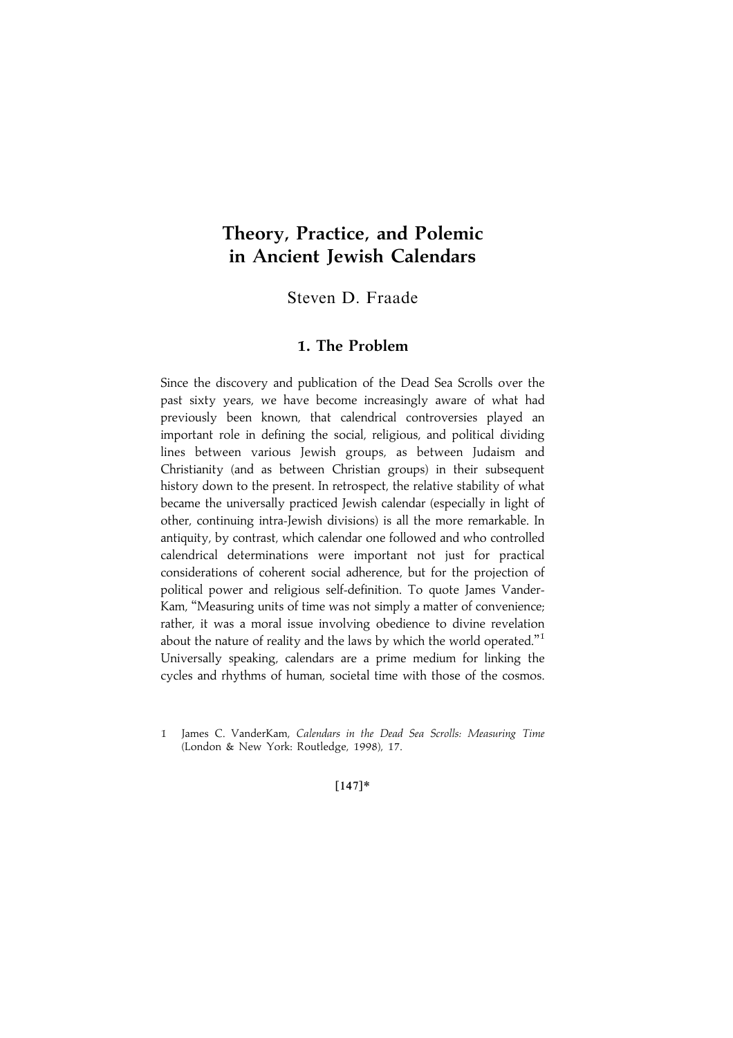# Theory, Practice, and Polemic in Ancient Jewish Calendars

Steven D. Fraade

## 1. The Problem

Since the discovery and publication of the Dead Sea Scrolls over the past sixty years, we have become increasingly aware of what had previously been known, that calendrical controversies played an important role in defining the social, religious, and political dividing lines between various Jewish groups, as between Judaism and Christianity (and as between Christian groups) in their subsequent history down to the present. In retrospect, the relative stability of what became the universally practiced Jewish calendar (especially in light of other, continuing intra-Jewish divisions) is all the more remarkable. In antiquity, by contrast, which calendar one followed and who controlled calendrical determinations were important not just for practical considerations of coherent social adherence, but for the projection of political power and religious self-definition. To quote James VanderKam, "Measuring units of time was not simply a matter of convenience; rather, it was a moral issue involving obedience to divine revelation about the nature of reality and the laws by which the world operated."[1] Universally speaking, calendars are a prime medium for linking the cycles and rhythms of human, societal time with those of the cosmos.

1 James C. VanderKam, *Calendars in the Dead Sea Scrolls: Measuring Time* (London & New York: Routledge, 1998), 17.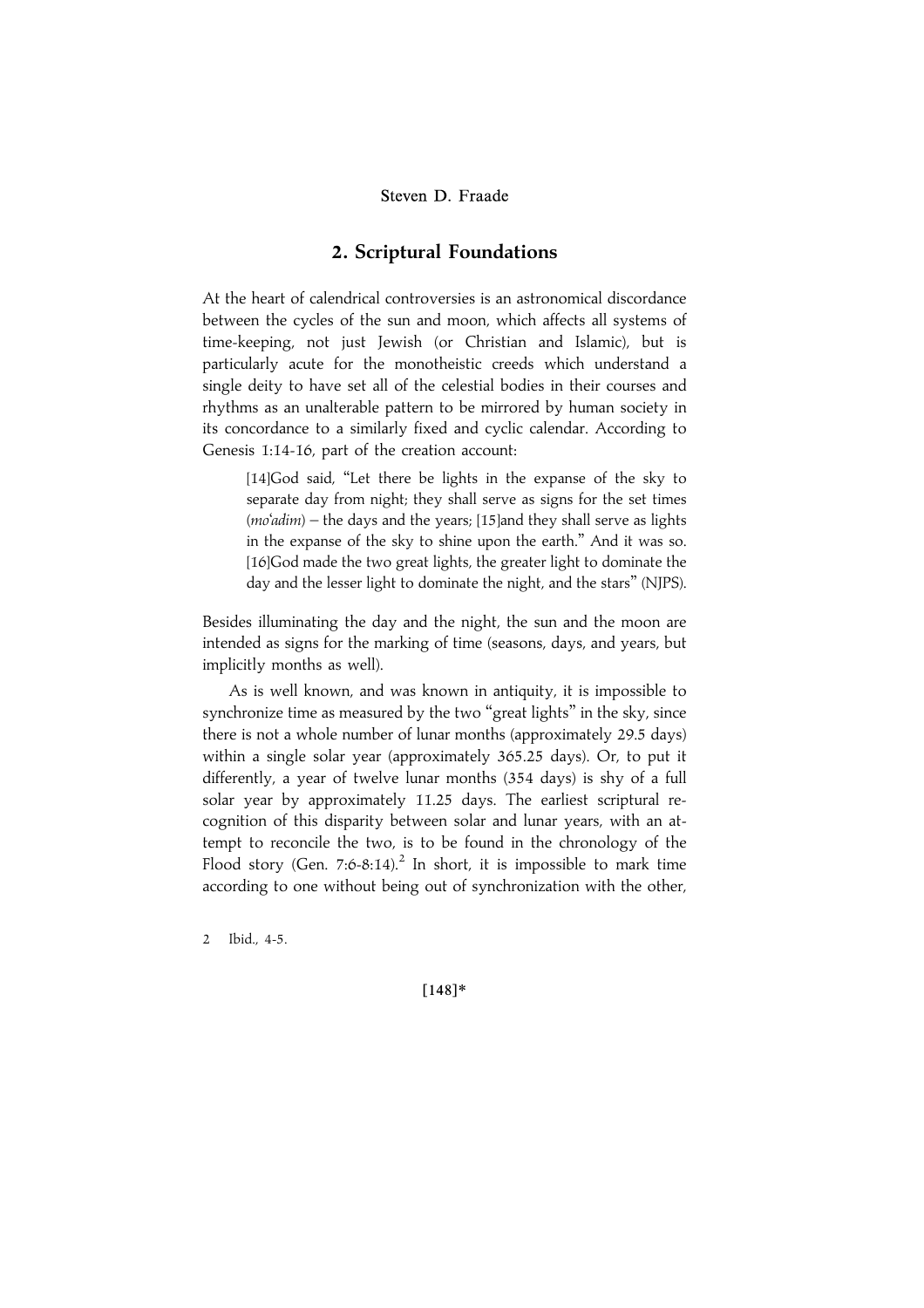## 2. Scriptural Foundations

At the heart of calendrical controversies is an astronomical discordance between the cycles of the sun and moon, which affects all systems of time-keeping, not just Jewish (or Christian and Islamic), but is particularly acute for the monotheistic creeds which understand a single deity to have set all of the celestial bodies in their courses and rhythms as an unalterable pattern to be mirrored by human society in its concordance to a similarly fixed and cyclic calendar. According to Genesis 1:14-16, part of the creation account:

> [14]God said, "Let there be lights in the expanse of the sky to separate day from night; they shall serve as signs for the set times (*mo'adim*) – the days and the years; [15]and they shall serve as lights in the expanse of the sky to shine upon the earth." And it was so. [16]God made the two great lights, the greater light to dominate the day and the lesser light to dominate the night, and the stars" (NJPS).

Besides illuminating the day and the night, the sun and the moon are intended as signs for the marking of time (seasons, days, and years, but implicitly months as well).

As is well known, and was known in antiquity, it is impossible to synchronize time as measured by the two "great lights" in the sky, since there is not a whole number of lunar months (approximately 29.5 days) within a single solar year (approximately 365.25 days). Or, to put it differently, a year of twelve lunar months (354 days) is shy of a full solar year by approximately 11.25 days. The earliest scriptural recognition of this disparity between solar and lunar years, with an attempt to reconcile the two, is to be found in the chronology of the Flood story (Gen. 7:6-8:14).[2] In short, it is impossible to mark time according to one without being out of synchronization with the other,

2 Ibid., 4-5.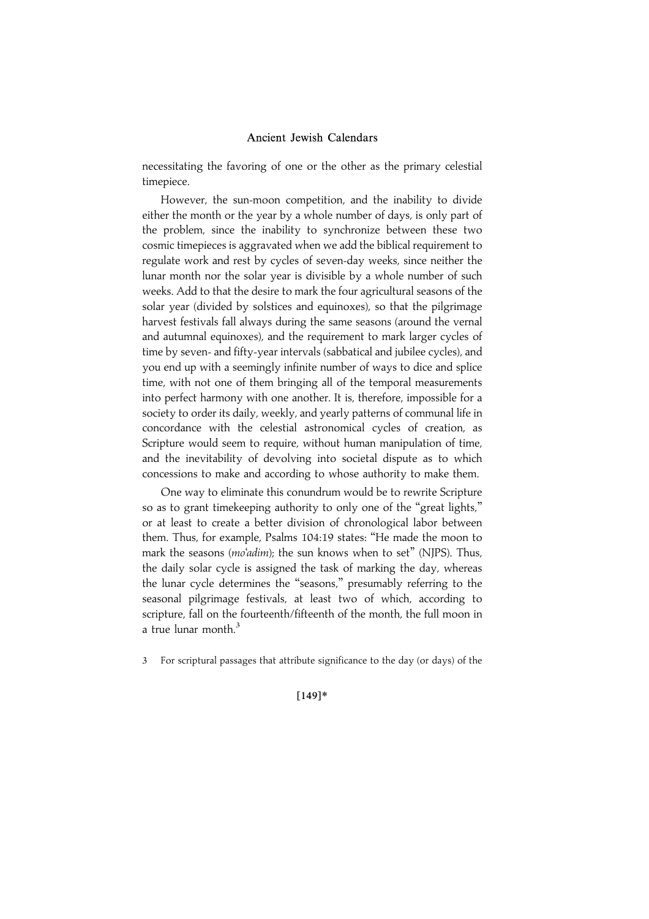necessitating the favoring of one or the other as the primary celestial timepiece.

However, the sun-moon competition, and the inability to divide either the month or the year by a whole number of days, is only part of the problem, since the inability to synchronize between these two cosmic timepieces is aggravated when we add the biblical requirement to regulate work and rest by cycles of seven-day weeks, since neither the lunar month nor the solar year is divisible by a whole number of such weeks. Add to that the desire to mark the four agricultural seasons of the solar year (divided by solstices and equinoxes), so that the pilgrimage harvest festivals fall always during the same seasons (around the vernal and autumnal equinoxes), and the requirement to mark larger cycles of time by seven- and fifty-year intervals (sabbatical and jubilee cycles), and you end up with a seemingly infinite number of ways to dice and splice time, with not one of them bringing all of the temporal measurements into perfect harmony with one another. It is, therefore, impossible for a society to order its daily, weekly, and yearly patterns of communal life in concordance with the celestial astronomical cycles of creation, as Scripture would seem to require, without human manipulation of time, and the inevitability of devolving into societal dispute as to which concessions to make and according to whose authority to make them.

One way to eliminate this conundrum would be to rewrite Scripture so as to grant timekeeping authority to only one of the "great lights," or at least to create a better division of chronological labor between them. Thus, for example, Psalms 104:19 states: "He made the moon to mark the seasons (*mo'adim*); the sun knows when to set" (NJPS). Thus, the daily solar cycle is assigned the task of marking the day, whereas the lunar cycle determines the "seasons," presumably referring to the seasonal pilgrimage festivals, at least two of which, according to scripture, fall on the fourteenth/fifteenth of the month, the full moon in a true lunar month.[3]

3 For scriptural passages that attribute significance to the day (or days) of the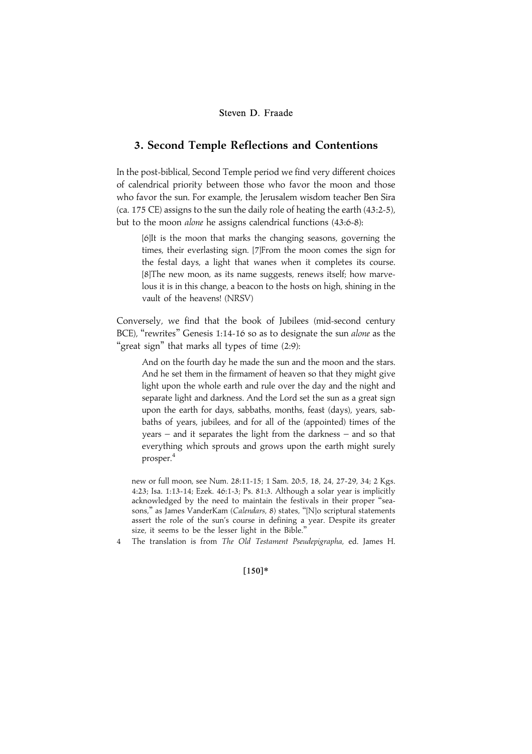## 3. Second Temple Reflections and Contentions

In the post-biblical, Second Temple period we find very different choices of calendrical priority between those who favor the moon and those who favor the sun. For example, the Jerusalem wisdom teacher Ben Sira (ca. 175 CE) assigns to the sun the daily role of heating the earth (43:2-5), but to the moon *alone* he assigns calendrical functions (43:6-8):

> [6]It is the moon that marks the changing seasons, governing the times, their everlasting sign. [7]From the moon comes the sign for the festal days, a light that wanes when it completes its course. [8]The new moon, as its name suggests, renews itself; how marvelous it is in this change, a beacon to the hosts on high, shining in the vault of the heavens! (NRSV)

Conversely, we find that the book of Jubilees (mid-second century BCE), "rewrites" Genesis 1:14-16 so as to designate the sun *alone* as the "great sign" that marks all types of time (2:9):

> And on the fourth day he made the sun and the moon and the stars. And he set them in the firmament of heaven so that they might give light upon the whole earth and rule over the day and the night and separate light and darkness. And the Lord set the sun as a great sign upon the earth for days, sabbaths, months, feast (days), years, sabbaths of years, jubilees, and for all of the (appointed) times of the years – and it separates the light from the darkness – and so that everything which sprouts and grows upon the earth might surely prosper.[4]

new or full moon, see Num. 28:11-15; 1 Sam. 20:5, 18, 24, 27-29, 34; 2 Kgs. 4:23; Isa. 1:13-14; Ezek. 46:1-3; Ps. 81:3. Although a solar year is implicitly acknowledged by the need to maintain the festivals in their proper "seasons," as James VanderKam (*Calendars*, 8) states, "[N]o scriptural statements assert the role of the sun's course in defining a year. Despite its greater size, it seems to be the lesser light in the Bible."

4 The translation is from *The Old Testament Pseudepigrapha*, ed. James H.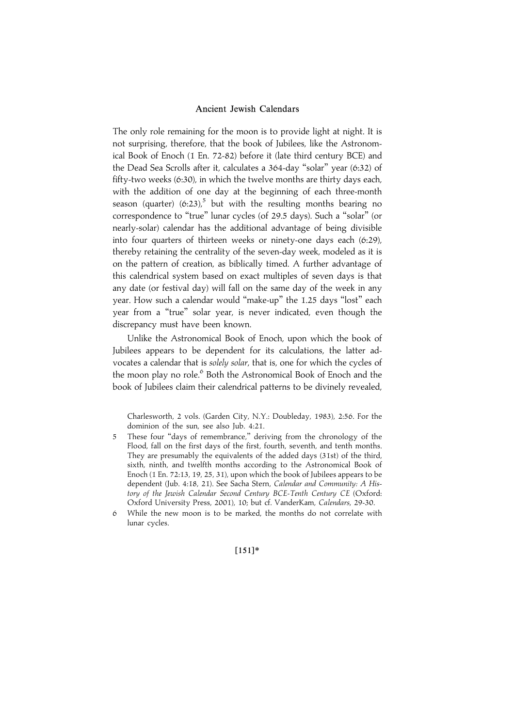The only role remaining for the moon is to provide light at night. It is not surprising, therefore, that the book of Jubilees, like the Astronomical Book of Enoch (1 En. 72-82) before it (late third century BCE) and the Dead Sea Scrolls after it, calculates a 364-day "solar" year (6:32) of fifty-two weeks (6:30), in which the twelve months are thirty days each, with the addition of one day at the beginning of each three-month season (quarter) (6:23),[5] but with the resulting months bearing no correspondence to "true" lunar cycles (of 29.5 days). Such a "solar" (or nearly-solar) calendar has the additional advantage of being divisible into four quarters of thirteen weeks or ninety-one days each (6:29), thereby retaining the centrality of the seven-day week, modeled as it is on the pattern of creation, as biblically timed. A further advantage of this calendrical system based on exact multiples of seven days is that any date (or festival day) will fall on the same day of the week in any year. How such a calendar would "make-up" the 1.25 days "lost" each year from a "true" solar year, is never indicated, even though the discrepancy must have been known.

Unlike the Astronomical Book of Enoch, upon which the book of Jubilees appears to be dependent for its calculations, the latter advocates a calendar that is *solely solar*, that is, one for which the cycles of the moon play no role.[6] Both the Astronomical Book of Enoch and the book of Jubilees claim their calendrical patterns to be divinely revealed,

Charlesworth, 2 vols. (Garden City, N.Y.: Doubleday, 1983), 2:56. For the dominion of the sun, see also Jub. 4:21.

5 These four "days of remembrance," deriving from the chronology of the Flood, fall on the first days of the first, fourth, seventh, and tenth months. They are presumably the equivalents of the added days (31st) of the third, sixth, ninth, and twelfth months according to the Astronomical Book of Enoch (1 En. 72:13, 19, 25, 31), upon which the book of Jubilees appears to be dependent (Jub. 4:18, 21). See Sacha Stern, *Calendar and Community: A History of the Jewish Calendar Second Century BCE-Tenth Century CE* (Oxford: Oxford University Press, 2001), 10; but cf. VanderKam, *Calendars*, 29-30.

6 While the new moon is to be marked, the months do not correlate with lunar cycles.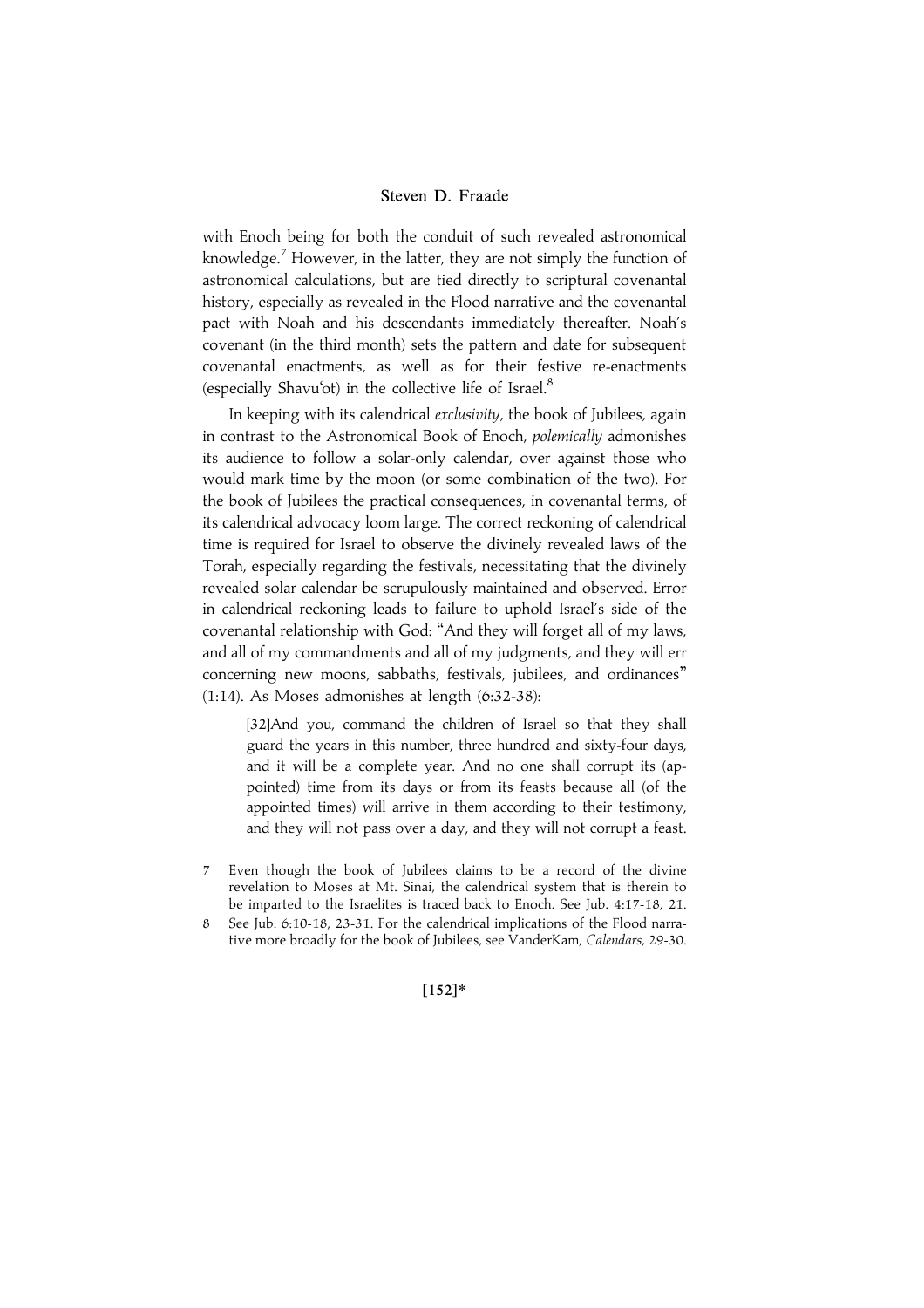with Enoch being for both the conduit of such revealed astronomical knowledge.[7] However, in the latter, they are not simply the function of astronomical calculations, but are tied directly to scriptural covenantal history, especially as revealed in the Flood narrative and the covenantal pact with Noah and his descendants immediately thereafter. Noah's covenant (in the third month) sets the pattern and date for subsequent covenantal enactments, as well as for their festive re-enactments (especially Shavu'ot) in the collective life of Israel.[8]

In keeping with its calendrical *exclusivity*, the book of Jubilees, again in contrast to the Astronomical Book of Enoch, *polemically* admonishes its audience to follow a solar-only calendar, over against those who would mark time by the moon (or some combination of the two). For the book of Jubilees the practical consequences, in covenantal terms, of its calendrical advocacy loom large. The correct reckoning of calendrical time is required for Israel to observe the divinely revealed laws of the Torah, especially regarding the festivals, necessitating that the divinely revealed solar calendar be scrupulously maintained and observed. Error in calendrical reckoning leads to failure to uphold Israel's side of the covenantal relationship with God: "And they will forget all of my laws, and all of my commandments and all of my judgments, and they will err concerning new moons, sabbaths, festivals, jubilees, and ordinances" (1:14). As Moses admonishes at length (6:32-38):

> [32]And you, command the children of Israel so that they shall guard the years in this number, three hundred and sixty-four days, and it will be a complete year. And no one shall corrupt its (appointed) time from its days or from its feasts because all (of the appointed times) will arrive in them according to their testimony, and they will not pass over a day, and they will not corrupt a feast.

7 Even though the book of Jubilees claims to be a record of the divine revelation to Moses at Mt. Sinai, the calendrical system that is therein to be imparted to the Israelites is traced back to Enoch. See Jub. 4:17-18, 21.

8 See Jub. 6:10-18, 23-31. For the calendrical implications of the Flood narrative more broadly for the book of Jubilees, see VanderKam, *Calendars*, 29-30.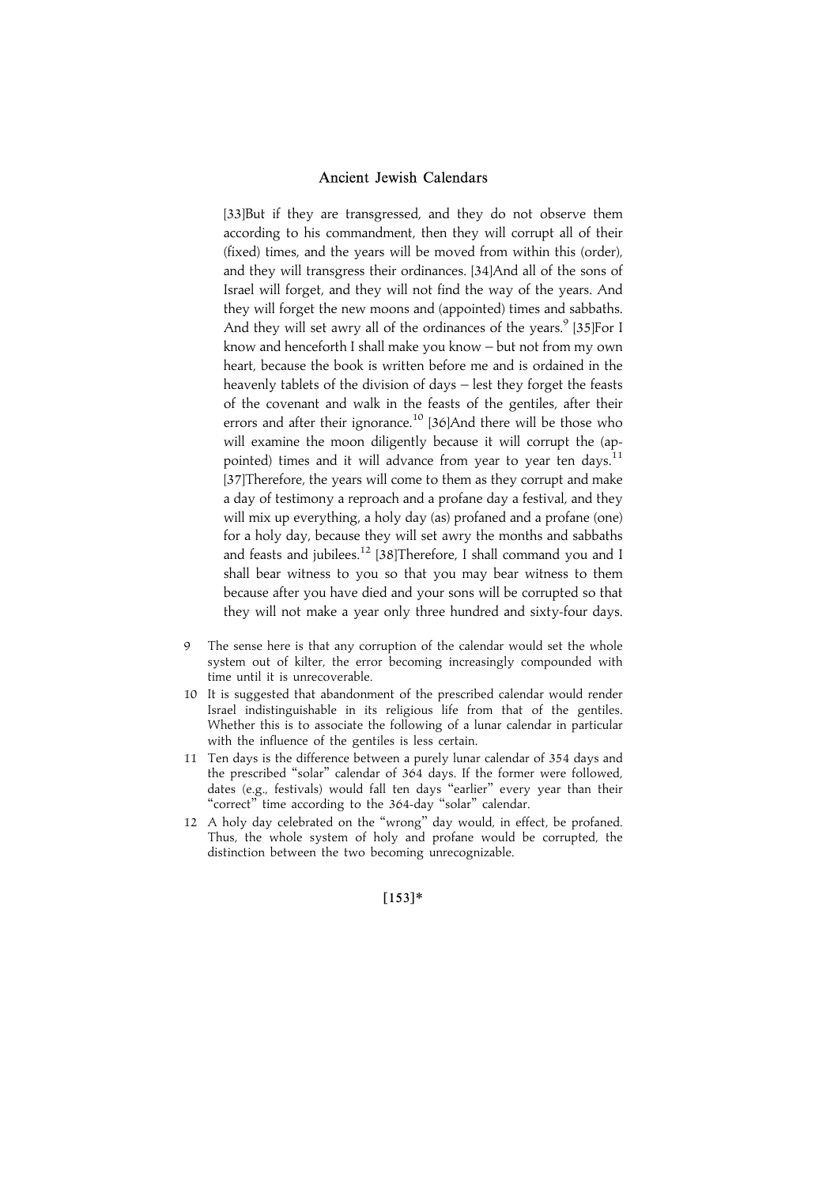[33]But if they are transgressed, and they do not observe them according to his commandment, then they will corrupt all of their (fixed) times, and the years will be moved from within this (order), and they will transgress their ordinances. [34]And all of the sons of Israel will forget, and they will not find the way of the years. And they will forget the new moons and (appointed) times and sabbaths. And they will set awry all of the ordinances of the years.[9] [35]For I know and henceforth I shall make you know – but not from my own heart, because the book is written before me and is ordained in the heavenly tablets of the division of days – lest they forget the feasts of the covenant and walk in the feasts of the gentiles, after their errors and after their ignorance.[10] [36]And there will be those who will examine the moon diligently because it will corrupt the (appointed) times and it will advance from year to year ten days.[11] [37]Therefore, the years will come to them as they corrupt and make a day of testimony a reproach and a profane day a festival, and they will mix up everything, a holy day (as) profaned and a profane (one) for a holy day, because they will set awry the months and sabbaths and feasts and jubilees.[12] [38]Therefore, I shall command you and I shall bear witness to you so that you may bear witness to them because after you have died and your sons will be corrupted so that they will not make a year only three hundred and sixty-four days.

9 The sense here is that any corruption of the calendar would set the whole system out of kilter, the error becoming increasingly compounded with time until it is unrecoverable.

10 It is suggested that abandonment of the prescribed calendar would render Israel indistinguishable in its religious life from that of the gentiles. Whether this is to associate the following of a lunar calendar in particular with the influence of the gentiles is less certain.

11 Ten days is the difference between a purely lunar calendar of 354 days and the prescribed "solar" calendar of 364 days. If the former were followed, dates (e.g., festivals) would fall ten days "earlier" every year than their "correct" time according to the 364-day "solar" calendar.

12 A holy day celebrated on the "wrong" day would, in effect, be profaned. Thus, the whole system of holy and profane would be corrupted, the distinction between the two becoming unrecognizable.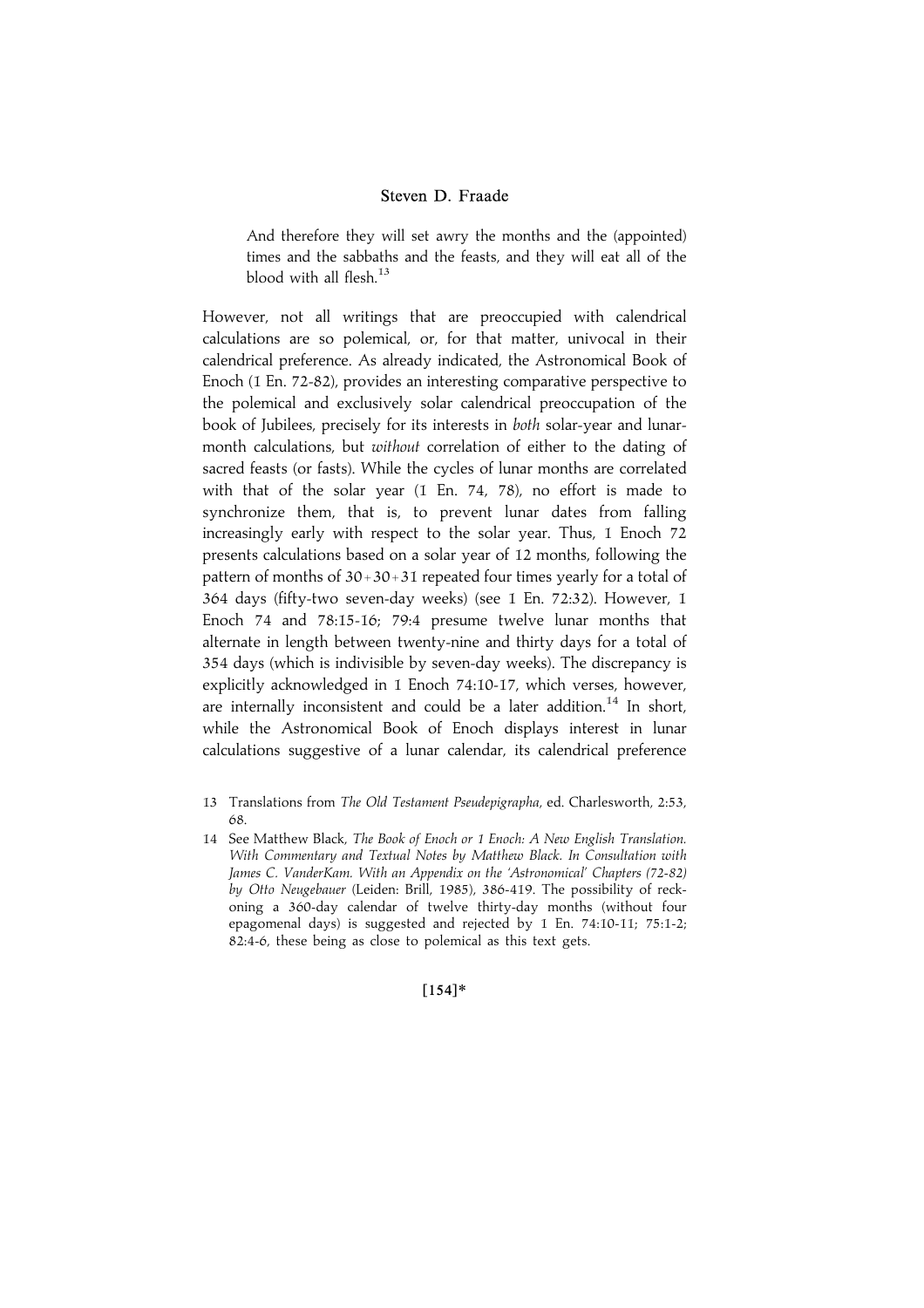> And therefore they will set awry the months and the (appointed) times and the sabbaths and the feasts, and they will eat all of the blood with all flesh.[13]

However, not all writings that are preoccupied with calendrical calculations are so polemical, or, for that matter, univocal in their calendrical preference. As already indicated, the Astronomical Book of Enoch (1 En. 72-82), provides an interesting comparative perspective to the polemical and exclusively solar calendrical preoccupation of the book of Jubilees, precisely for its interests in *both* solar-year and lunar-month calculations, but *without* correlation of either to the dating of sacred feasts (or fasts). While the cycles of lunar months are correlated with that of the solar year (1 En. 74, 78), no effort is made to synchronize them, that is, to prevent lunar dates from falling increasingly early with respect to the solar year. Thus, 1 Enoch 72 presents calculations based on a solar year of 12 months, following the pattern of months of 30+30+31 repeated four times yearly for a total of 364 days (fifty-two seven-day weeks) (see 1 En. 72:32). However, 1 Enoch 74 and 78:15-16; 79:4 presume twelve lunar months that alternate in length between twenty-nine and thirty days for a total of 354 days (which is indivisible by seven-day weeks). The discrepancy is explicitly acknowledged in 1 Enoch 74:10-17, which verses, however, are internally inconsistent and could be a later addition.[14] In short, while the Astronomical Book of Enoch displays interest in lunar calculations suggestive of a lunar calendar, its calendrical preference

13 Translations from *The Old Testament Pseudepigrapha*, ed. Charlesworth, 2:53, 68.

14 See Matthew Black, *The Book of Enoch or 1 Enoch: A New English Translation. With Commentary and Textual Notes by Matthew Black. In Consultation with James C. VanderKam. With an Appendix on the 'Astronomical' Chapters (72-82) by Otto Neugebauer* (Leiden: Brill, 1985), 386-419. The possibility of reckoning a 360-day calendar of twelve thirty-day months (without four epagomenal days) is suggested and rejected by 1 En. 74:10-11; 75:1-2; 82:4-6, these being as close to polemical as this text gets.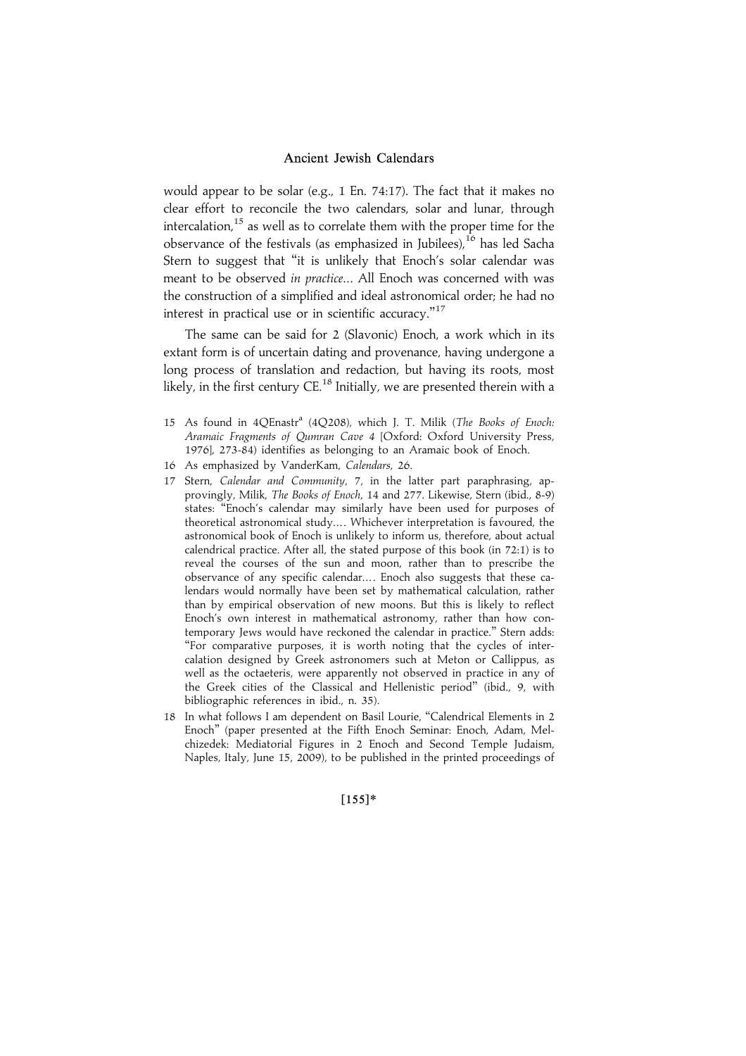would appear to be solar (e.g., 1 En. 74:17). The fact that it makes no clear effort to reconcile the two calendars, solar and lunar, through intercalation,[15] as well as to correlate them with the proper time for the observance of the festivals (as emphasized in Jubilees),[16] has led Sacha Stern to suggest that "it is unlikely that Enoch's solar calendar was meant to be observed *in practice*... All Enoch was concerned with was the construction of a simplified and ideal astronomical order; he had no interest in practical use or in scientific accuracy."[17]

The same can be said for 2 (Slavonic) Enoch, a work which in its extant form is of uncertain dating and provenance, having undergone a long process of translation and redaction, but having its roots, most likely, in the first century CE.[18] Initially, we are presented therein with a

15 As found in 4QEnastr[a] (4Q208), which J. T. Milik (*The Books of Enoch: Aramaic Fragments of Qumran Cave 4* [Oxford: Oxford University Press, 1976], 273-84) identifies as belonging to an Aramaic book of Enoch.

16 As emphasized by VanderKam, *Calendars*, 26.

17 Stern, *Calendar and Community*, 7, in the latter part paraphrasing, approvingly, Milik, *The Books of Enoch*, 14 and 277. Likewise, Stern (ibid., 8-9) states: "Enoch's calendar may similarly have been used for purposes of theoretical astronomical study.… Whichever interpretation is favoured, the astronomical book of Enoch is unlikely to inform us, therefore, about actual calendrical practice. After all, the stated purpose of this book (in 72:1) is to reveal the courses of the sun and moon, rather than to prescribe the observance of any specific calendar.… Enoch also suggests that these calendars would normally have been set by mathematical calculation, rather than by empirical observation of new moons. But this is likely to reflect Enoch's own interest in mathematical astronomy, rather than how contemporary Jews would have reckoned the calendar in practice." Stern adds: "For comparative purposes, it is worth noting that the cycles of intercalation designed by Greek astronomers such at Meton or Callippus, as well as the octaeteris, were apparently not observed in practice in any of the Greek cities of the Classical and Hellenistic period" (ibid., 9, with bibliographic references in ibid., n. 35).

18 In what follows I am dependent on Basil Lourie, "Calendrical Elements in 2 Enoch" (paper presented at the Fifth Enoch Seminar: Enoch, Adam, Melchizedek: Mediatorial Figures in 2 Enoch and Second Temple Judaism, Naples, Italy, June 15, 2009), to be published in the printed proceedings of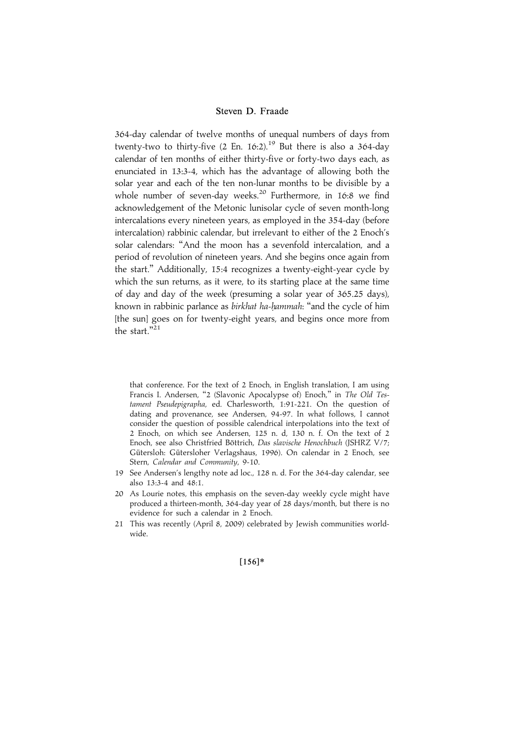364-day calendar of twelve months of unequal numbers of days from twenty-two to thirty-five (2 En. 16:2).[19] But there is also a 364-day calendar of ten months of either thirty-five or forty-two days each, as enunciated in 13:3-4, which has the advantage of allowing both the solar year and each of the ten non-lunar months to be divisible by a whole number of seven-day weeks.[20] Furthermore, in 16:8 we find acknowledgement of the Metonic lunisolar cycle of seven month-long intercalations every nineteen years, as employed in the 354-day (before intercalation) rabbinic calendar, but irrelevant to either of the 2 Enoch's solar calendars: "And the moon has a sevenfold intercalation, and a period of revolution of nineteen years. And she begins once again from the start." Additionally, 15:4 recognizes a twenty-eight-year cycle by which the sun returns, as it were, to its starting place at the same time of day and day of the week (presuming a solar year of 365.25 days), known in rabbinic parlance as *birkhat ha-ḥammah*: "and the cycle of him [the sun] goes on for twenty-eight years, and begins once more from the start."[21]

that conference. For the text of 2 Enoch, in English translation, I am using Francis I. Andersen, "2 (Slavonic Apocalypse of) Enoch," in *The Old Testament Pseudepigrapha*, ed. Charlesworth, 1:91-221. On the question of dating and provenance, see Andersen, 94-97. In what follows, I cannot consider the question of possible calendrical interpolations into the text of 2 Enoch, on which see Andersen, 125 n. d, 130 n. f. On the text of 2 Enoch, see also Christfried Böttrich, *Das slavische Henochbuch* (JSHRZ V/7; Gütersloh: Gütersloher Verlagshaus, 1996). On calendar in 2 Enoch, see Stern, *Calendar and Community*, 9-10.

19 See Andersen's lengthy note ad loc., 128 n. d. For the 364-day calendar, see also 13:3-4 and 48:1.

20 As Lourie notes, this emphasis on the seven-day weekly cycle might have produced a thirteen-month, 364-day year of 28 days/month, but there is no evidence for such a calendar in 2 Enoch.

21 This was recently (April 8, 2009) celebrated by Jewish communities worldwide.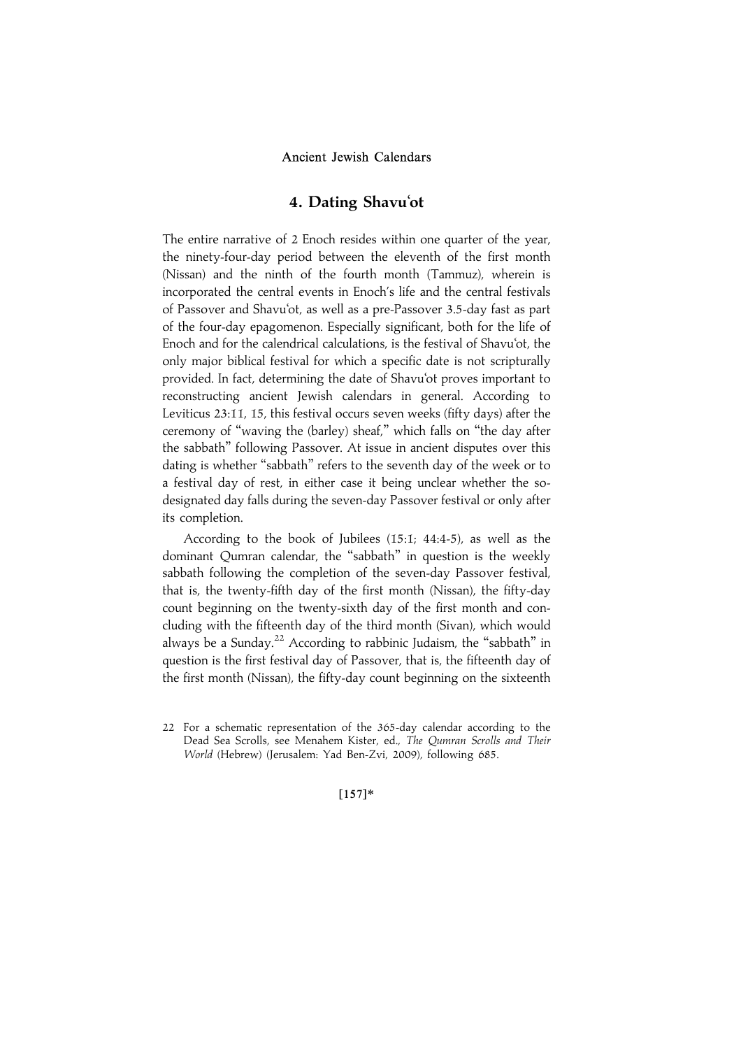## 4. Dating Shavu'ot

The entire narrative of 2 Enoch resides within one quarter of the year, the ninety-four-day period between the eleventh of the first month (Nissan) and the ninth of the fourth month (Tammuz), wherein is incorporated the central events in Enoch's life and the central festivals of Passover and Shavu'ot, as well as a pre-Passover 3.5-day fast as part of the four-day epagomenon. Especially significant, both for the life of Enoch and for the calendrical calculations, is the festival of Shavu'ot, the only major biblical festival for which a specific date is not scripturally provided. In fact, determining the date of Shavu'ot proves important to reconstructing ancient Jewish calendars in general. According to Leviticus 23:11, 15, this festival occurs seven weeks (fifty days) after the ceremony of "waving the (barley) sheaf," which falls on "the day after the sabbath" following Passover. At issue in ancient disputes over this dating is whether "sabbath" refers to the seventh day of the week or to a festival day of rest, in either case it being unclear whether the so-designated day falls during the seven-day Passover festival or only after its completion.

According to the book of Jubilees (15:1; 44:4-5), as well as the dominant Qumran calendar, the "sabbath" in question is the weekly sabbath following the completion of the seven-day Passover festival, that is, the twenty-fifth day of the first month (Nissan), the fifty-day count beginning on the twenty-sixth day of the first month and concluding with the fifteenth day of the third month (Sivan), which would always be a Sunday.[22] According to rabbinic Judaism, the "sabbath" in question is the first festival day of Passover, that is, the fifteenth day of the first month (Nissan), the fifty-day count beginning on the sixteenth

22 For a schematic representation of the 365-day calendar according to the Dead Sea Scrolls, see Menahem Kister, ed., *The Qumran Scrolls and Their World* (Hebrew) (Jerusalem: Yad Ben-Zvi, 2009), following 685.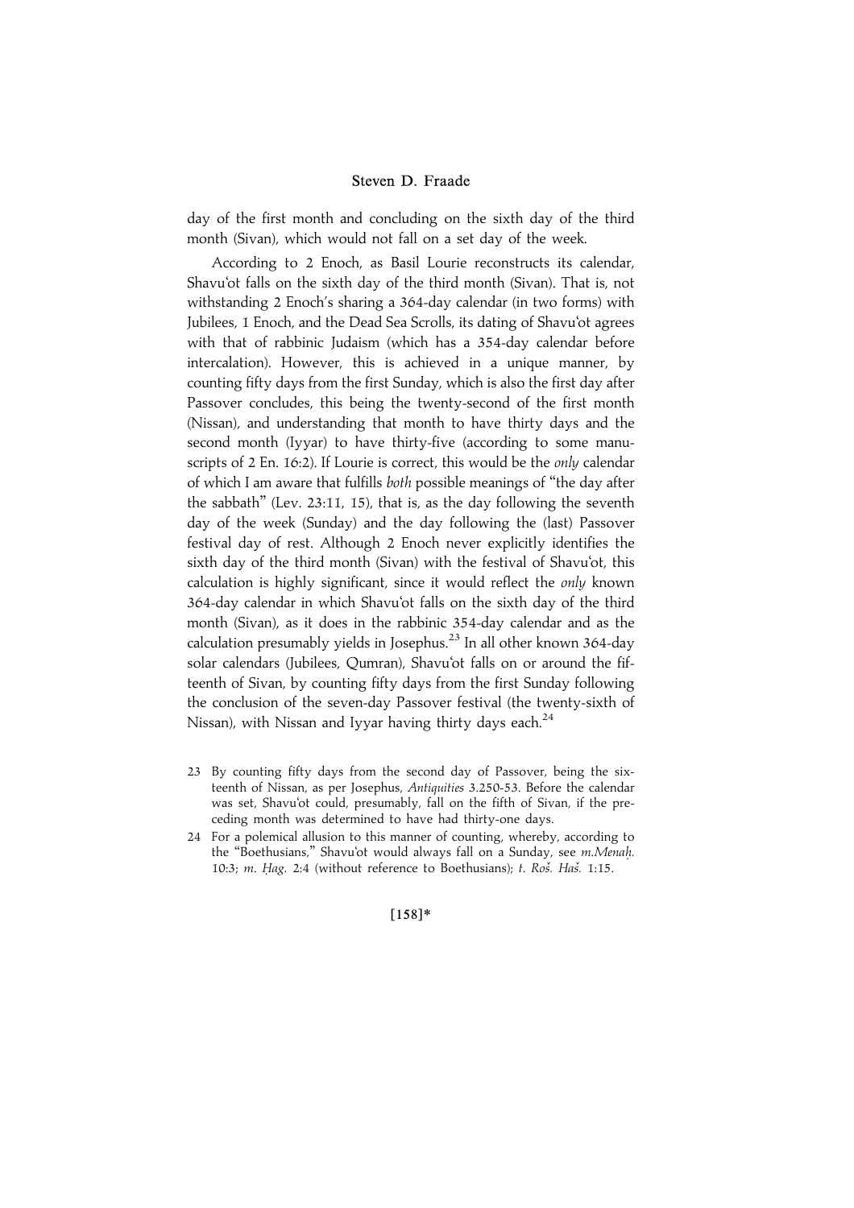day of the first month and concluding on the sixth day of the third month (Sivan), which would not fall on a set day of the week.

According to 2 Enoch, as Basil Lourie reconstructs its calendar, Shavu'ot falls on the sixth day of the third month (Sivan). That is, not withstanding 2 Enoch's sharing a 364-day calendar (in two forms) with Jubilees, 1 Enoch, and the Dead Sea Scrolls, its dating of Shavu'ot agrees with that of rabbinic Judaism (which has a 354-day calendar before intercalation). However, this is achieved in a unique manner, by counting fifty days from the first Sunday, which is also the first day after Passover concludes, this being the twenty-second of the first month (Nissan), and understanding that month to have thirty days and the second month (Iyyar) to have thirty-five (according to some manuscripts of 2 En. 16:2). If Lourie is correct, this would be the *only* calendar of which I am aware that fulfills *both* possible meanings of "the day after the sabbath" (Lev. 23:11, 15), that is, as the day following the seventh day of the week (Sunday) and the day following the (last) Passover festival day of rest. Although 2 Enoch never explicitly identifies the sixth day of the third month (Sivan) with the festival of Shavu'ot, this calculation is highly significant, since it would reflect the *only* known 364-day calendar in which Shavu'ot falls on the sixth day of the third month (Sivan), as it does in the rabbinic 354-day calendar and as the calculation presumably yields in Josephus.[23] In all other known 364-day solar calendars (Jubilees, Qumran), Shavu'ot falls on or around the fifteenth of Sivan, by counting fifty days from the first Sunday following the conclusion of the seven-day Passover festival (the twenty-sixth of Nissan), with Nissan and Iyyar having thirty days each.[24]

23 By counting fifty days from the second day of Passover, being the sixteenth of Nissan, as per Josephus, *Antiquities* 3.250-53. Before the calendar was set, Shavu'ot could, presumably, fall on the fifth of Sivan, if the preceding month was determined to have had thirty-one days.

24 For a polemical allusion to this manner of counting, whereby, according to the "Boethusians," Shavu'ot would always fall on a Sunday, see *m.Menaḥ.* 10:3; *m. Ḥag.* 2:4 (without reference to Boethusians); *t. Roš. Haš.* 1:15.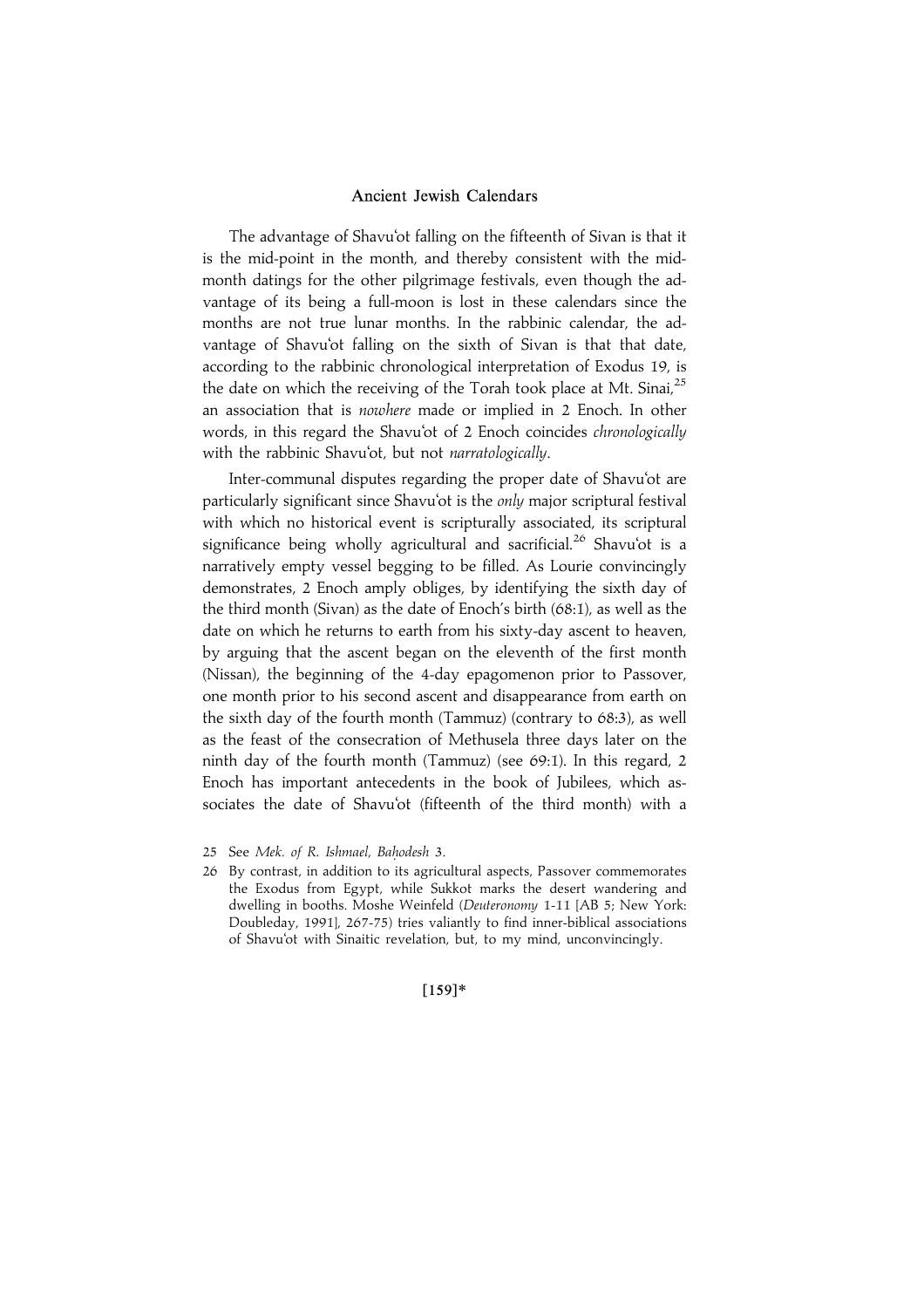The advantage of Shavu'ot falling on the fifteenth of Sivan is that it is the mid-point in the month, and thereby consistent with the mid-month datings for the other pilgrimage festivals, even though the advantage of its being a full-moon is lost in these calendars since the months are not true lunar months. In the rabbinic calendar, the advantage of Shavu'ot falling on the sixth of Sivan is that that date, according to the rabbinic chronological interpretation of Exodus 19, is the date on which the receiving of the Torah took place at Mt. Sinai,[25] an association that is *nowhere* made or implied in 2 Enoch. In other words, in this regard the Shavu'ot of 2 Enoch coincides *chronologically* with the rabbinic Shavu'ot, but not *narratologically*.

Inter-communal disputes regarding the proper date of Shavu'ot are particularly significant since Shavu'ot is the *only* major scriptural festival with which no historical event is scripturally associated, its scriptural significance being wholly agricultural and sacrificial.[26] Shavu'ot is a narratively empty vessel begging to be filled. As Lourie convincingly demonstrates, 2 Enoch amply obliges, by identifying the sixth day of the third month (Sivan) as the date of Enoch's birth (68:1), as well as the date on which he returns to earth from his sixty-day ascent to heaven, by arguing that the ascent began on the eleventh of the first month (Nissan), the beginning of the 4-day epagomenon prior to Passover, one month prior to his second ascent and disappearance from earth on the sixth day of the fourth month (Tammuz) (contrary to 68:3), as well as the feast of the consecration of Methusela three days later on the ninth day of the fourth month (Tammuz) (see 69:1). In this regard, 2 Enoch has important antecedents in the book of Jubilees, which associates the date of Shavu'ot (fifteenth of the third month) with a

25 See *Mek. of R. Ishmael, Baḥodesh* 3.

26 By contrast, in addition to its agricultural aspects, Passover commemorates the Exodus from Egypt, while Sukkot marks the desert wandering and dwelling in booths. Moshe Weinfeld (*Deuteronomy* 1-11 [AB 5; New York: Doubleday, 1991], 267-75) tries valiantly to find inner-biblical associations of Shavu'ot with Sinaitic revelation, but, to my mind, unconvincingly.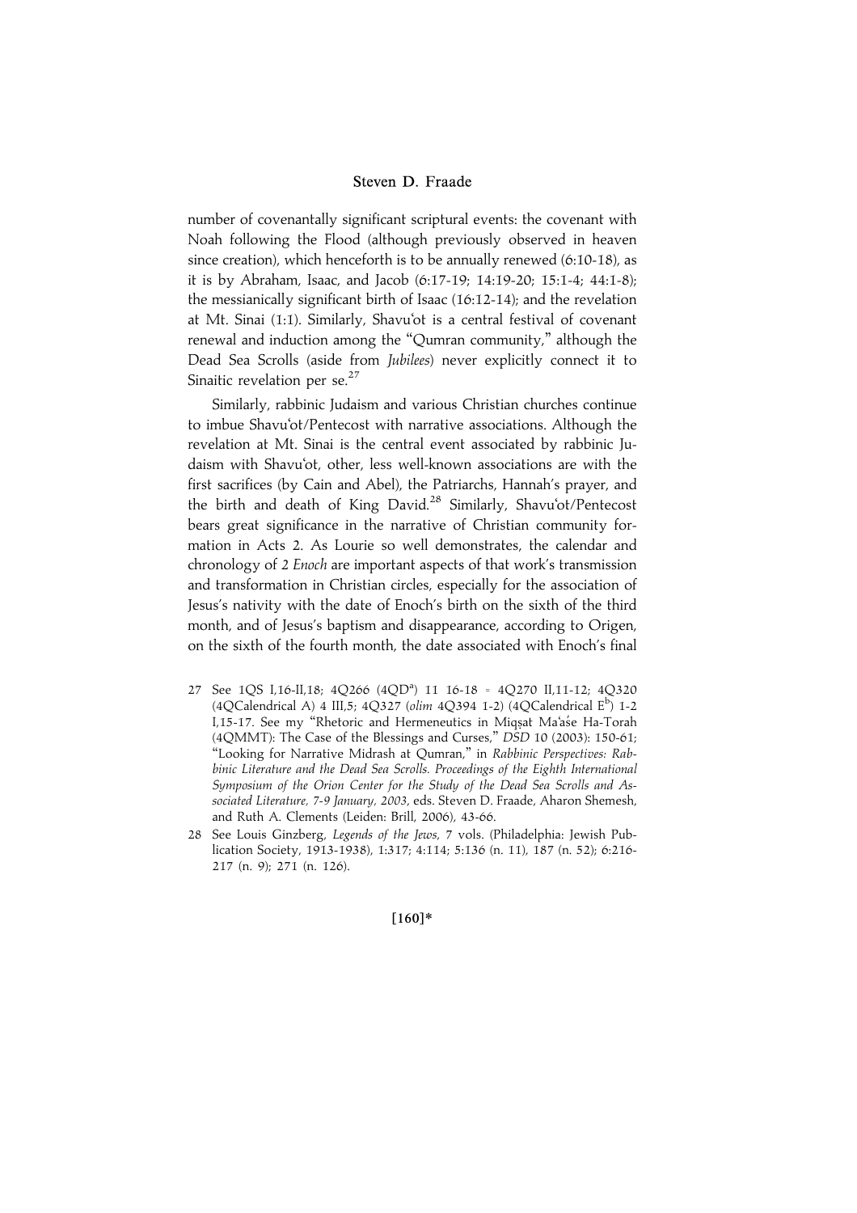number of covenantally significant scriptural events: the covenant with Noah following the Flood (although previously observed in heaven since creation), which henceforth is to be annually renewed (6:10-18), as it is by Abraham, Isaac, and Jacob (6:17-19; 14:19-20; 15:1-4; 44:1-8); the messianically significant birth of Isaac (16:12-14); and the revelation at Mt. Sinai (1:1). Similarly, Shavu'ot is a central festival of covenant renewal and induction among the "Qumran community," although the Dead Sea Scrolls (aside from *Jubilees*) never explicitly connect it to Sinaitic revelation per se.[27]

Similarly, rabbinic Judaism and various Christian churches continue to imbue Shavu'ot/Pentecost with narrative associations. Although the revelation at Mt. Sinai is the central event associated by rabbinic Judaism with Shavu'ot, other, less well-known associations are with the first sacrifices (by Cain and Abel), the Patriarchs, Hannah's prayer, and the birth and death of King David.[28] Similarly, Shavu'ot/Pentecost bears great significance in the narrative of Christian community formation in Acts 2. As Lourie so well demonstrates, the calendar and chronology of *2 Enoch* are important aspects of that work's transmission and transformation in Christian circles, especially for the association of Jesus's nativity with the date of Enoch's birth on the sixth of the third month, and of Jesus's baptism and disappearance, according to Origen, on the sixth of the fourth month, the date associated with Enoch's final

27 See 1QS I,16-II,18; 4Q266 (4QD[a]) 11 16-18 = 4Q270 II,11-12; 4Q320 (4QCalendrical A) 4 III,5; 4Q327 (*olim* 4Q394 1-2) (4QCalendrical E[b]) 1-2 I,15-17. See my "Rhetoric and Hermeneutics in Miqṣat Ma'aśe Ha-Torah (4QMMT): The Case of the Blessings and Curses," *DSD* 10 (2003): 150-61; "Looking for Narrative Midrash at Qumran," in *Rabbinic Perspectives: Rabbinic Literature and the Dead Sea Scrolls. Proceedings of the Eighth International Symposium of the Orion Center for the Study of the Dead Sea Scrolls and Associated Literature, 7-9 January, 2003*, eds. Steven D. Fraade, Aharon Shemesh, and Ruth A. Clements (Leiden: Brill, 2006), 43-66.

28 See Louis Ginzberg, *Legends of the Jews*, 7 vols. (Philadelphia: Jewish Publication Society, 1913-1938), 1:317; 4:114; 5:136 (n. 11), 187 (n. 52); 6:216-217 (n. 9); 271 (n. 126).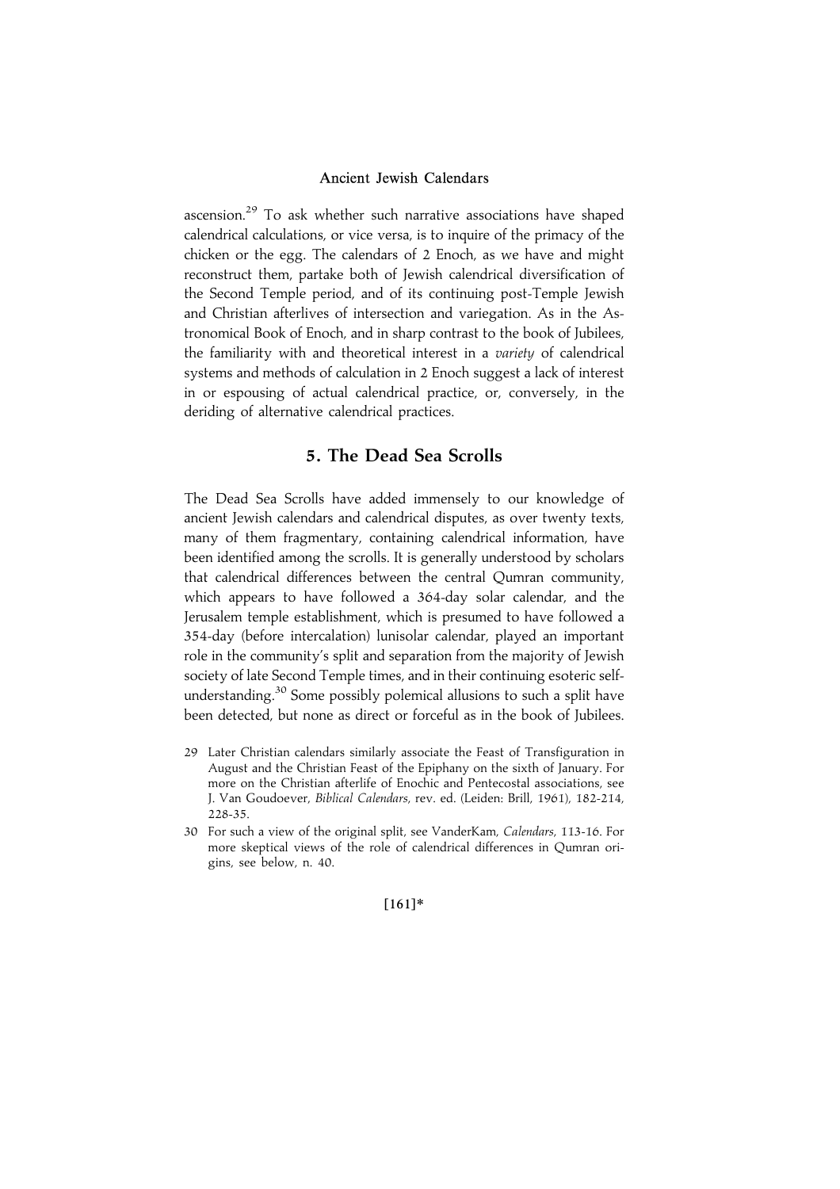ascension.[29] To ask whether such narrative associations have shaped calendrical calculations, or vice versa, is to inquire of the primacy of the chicken or the egg. The calendars of 2 Enoch, as we have and might reconstruct them, partake both of Jewish calendrical diversification of the Second Temple period, and of its continuing post-Temple Jewish and Christian afterlives of intersection and variegation. As in the Astronomical Book of Enoch, and in sharp contrast to the book of Jubilees, the familiarity with and theoretical interest in a *variety* of calendrical systems and methods of calculation in 2 Enoch suggest a lack of interest in or espousing of actual calendrical practice, or, conversely, in the deriding of alternative calendrical practices.

## 5. The Dead Sea Scrolls

The Dead Sea Scrolls have added immensely to our knowledge of ancient Jewish calendars and calendrical disputes, as over twenty texts, many of them fragmentary, containing calendrical information, have been identified among the scrolls. It is generally understood by scholars that calendrical differences between the central Qumran community, which appears to have followed a 364-day solar calendar, and the Jerusalem temple establishment, which is presumed to have followed a 354-day (before intercalation) lunisolar calendar, played an important role in the community's split and separation from the majority of Jewish society of late Second Temple times, and in their continuing esoteric self-understanding.[30] Some possibly polemical allusions to such a split have been detected, but none as direct or forceful as in the book of Jubilees.

29 Later Christian calendars similarly associate the Feast of Transfiguration in August and the Christian Feast of the Epiphany on the sixth of January. For more on the Christian afterlife of Enochic and Pentecostal associations, see J. Van Goudoever, *Biblical Calendars*, rev. ed. (Leiden: Brill, 1961), 182-214, 228-35.

30 For such a view of the original split, see VanderKam, *Calendars*, 113-16. For more skeptical views of the role of calendrical differences in Qumran origins, see below, n. 40.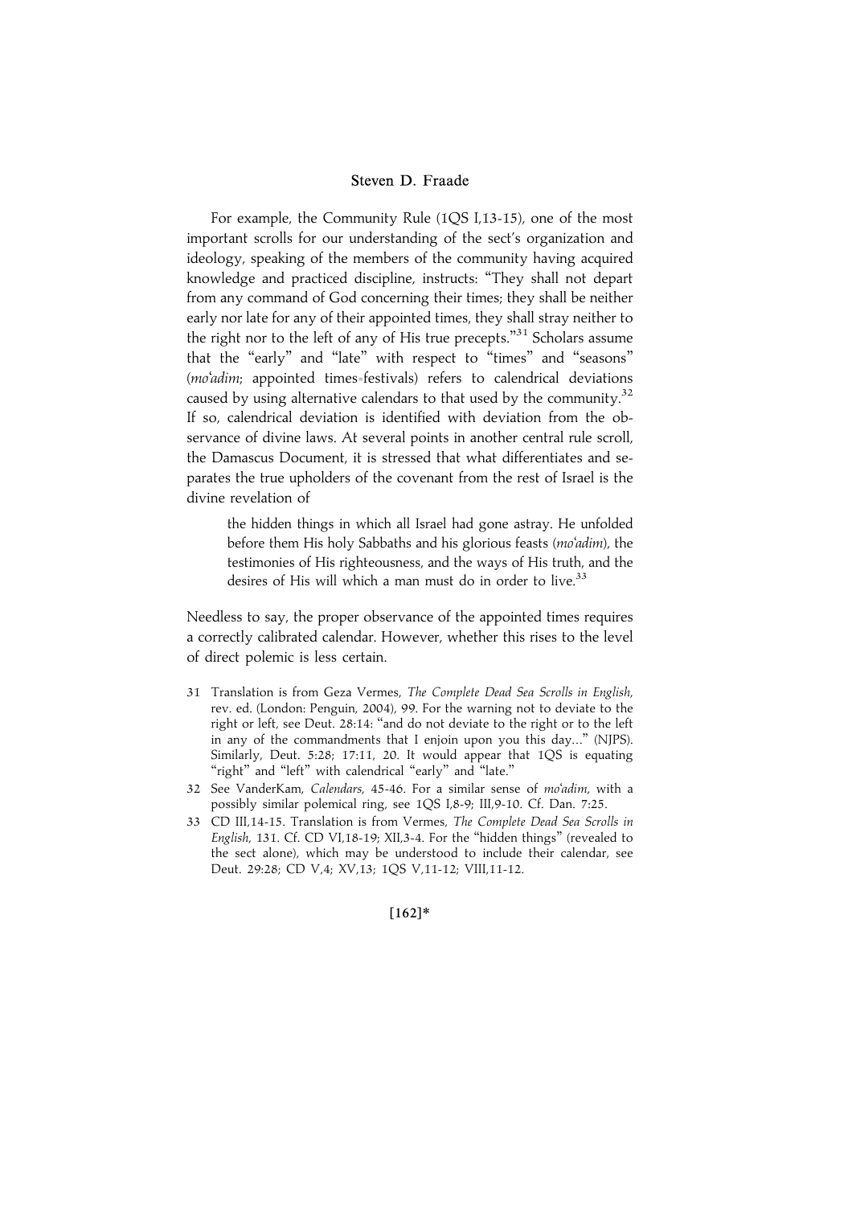For example, the Community Rule (1QS I,13-15), one of the most important scrolls for our understanding of the sect's organization and ideology, speaking of the members of the community having acquired knowledge and practiced discipline, instructs: "They shall not depart from any command of God concerning their times; they shall be neither early nor late for any of their appointed times, they shall stray neither to the right nor to the left of any of His true precepts."[31] Scholars assume that the "early" and "late" with respect to "times" and "seasons" (*mo'adim*; appointed times-festivals) refers to calendrical deviations caused by using alternative calendars to that used by the community.[32] If so, calendrical deviation is identified with deviation from the observance of divine laws. At several points in another central rule scroll, the Damascus Document, it is stressed that what differentiates and separates the true upholders of the covenant from the rest of Israel is the divine revelation of

> the hidden things in which all Israel had gone astray. He unfolded before them His holy Sabbaths and his glorious feasts (*mo'adim*), the testimonies of His righteousness, and the ways of His truth, and the desires of His will which a man must do in order to live.[33]

Needless to say, the proper observance of the appointed times requires a correctly calibrated calendar. However, whether this rises to the level of direct polemic is less certain.

31 Translation is from Geza Vermes, *The Complete Dead Sea Scrolls in English*, rev. ed. (London: Penguin, 2004), 99. For the warning not to deviate to the right or left, see Deut. 28:14: "and do not deviate to the right or to the left in any of the commandments that I enjoin upon you this day..." (NJPS). Similarly, Deut. 5:28; 17:11, 20. It would appear that 1QS is equating "right" and "left" with calendrical "early" and "late."

32 See VanderKam, *Calendars*, 45-46. For a similar sense of *mo'adim*, with a possibly similar polemical ring, see 1QS I,8-9; III,9-10. Cf. Dan. 7:25.

33 CD III,14-15. Translation is from Vermes, *The Complete Dead Sea Scrolls in English*, 131. Cf. CD VI,18-19; XII,3-4. For the "hidden things" (revealed to the sect alone), which may be understood to include their calendar, see Deut. 29:28; CD V,4; XV,13; 1QS V,11-12; VIII,11-12.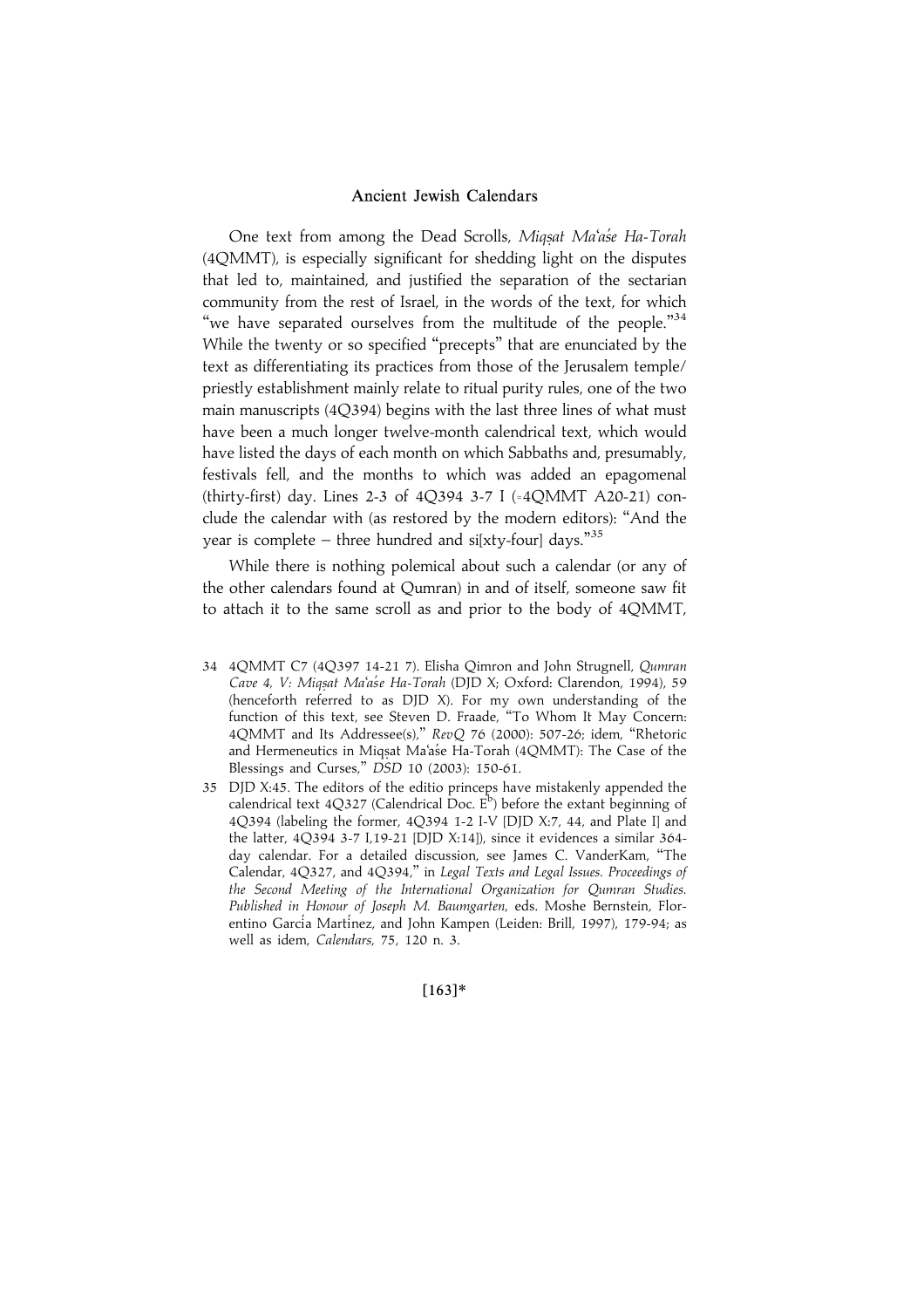One text from among the Dead Scrolls, *Miqṣat Maʿaśe Ha-Torah* (4QMMT), is especially significant for shedding light on the disputes that led to, maintained, and justified the separation of the sectarian community from the rest of Israel, in the words of the text, for which "we have separated ourselves from the multitude of the people."[34] While the twenty or so specified "precepts" that are enunciated by the text as differentiating its practices from those of the Jerusalem temple/priestly establishment mainly relate to ritual purity rules, one of the two main manuscripts (4Q394) begins with the last three lines of what must have been a much longer twelve-month calendrical text, which would have listed the days of each month on which Sabbaths and, presumably, festivals fell, and the months to which was added an epagomenal (thirty-first) day. Lines 2-3 of 4Q394 3-7 I (=4QMMT A20-21) conclude the calendar with (as restored by the modern editors): "And the year is complete – three hundred and si[xty-four] days."[35]

While there is nothing polemical about such a calendar (or any of the other calendars found at Qumran) in and of itself, someone saw fit to attach it to the same scroll as and prior to the body of 4QMMT,

---

34 4QMMT C7 (4Q397 14-21 7). Elisha Qimron and John Strugnell, *Qumran Cave 4, V: Miqṣat Maʿaśe Ha-Torah* (DJD X; Oxford: Clarendon, 1994), 59 (henceforth referred to as DJD X). For my own understanding of the function of this text, see Steven D. Fraade, "To Whom It May Concern: 4QMMT and Its Addressee(s)," *RevQ* 76 (2000): 507-26; idem, "Rhetoric and Hermeneutics in Miqṣat Maʿaśe Ha-Torah (4QMMT): The Case of the Blessings and Curses," *DSD* 10 (2003): 150-61.

35 DJD X:45. The editors of the editio princeps have mistakenly appended the calendrical text 4Q327 (Calendrical Doc. E[b]) before the extant beginning of 4Q394 (labeling the former, 4Q394 1-2 I-V [DJD X:7, 44, and Plate I] and the latter, 4Q394 3-7 I,19-21 [DJD X:14]), since it evidences a similar 364-day calendar. For a detailed discussion, see James C. VanderKam, "The Calendar, 4Q327, and 4Q394," in *Legal Texts and Legal Issues. Proceedings of the Second Meeting of the International Organization for Qumran Studies. Published in Honour of Joseph M. Baumgarten*, eds. Moshe Bernstein, Florentino García Martínez, and John Kampen (Leiden: Brill, 1997), 179-94; as well as idem, *Calendars*, 75, 120 n. 3.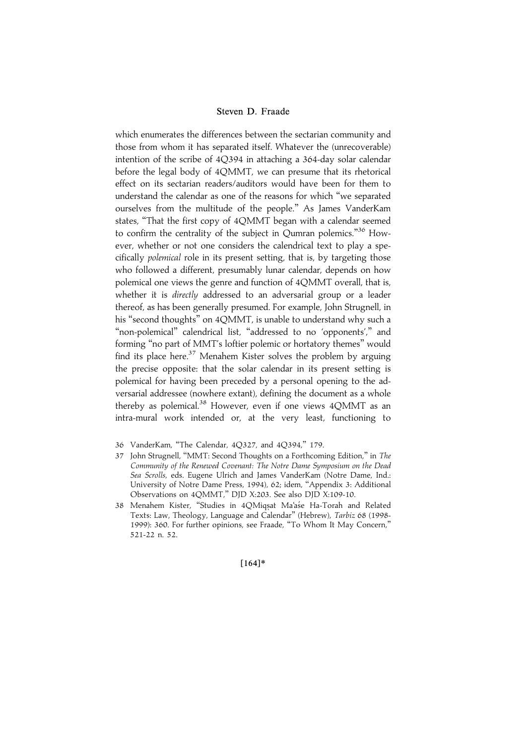which enumerates the differences between the sectarian community and those from whom it has separated itself. Whatever the (unrecoverable) intention of the scribe of 4Q394 in attaching a 364-day solar calendar before the legal body of 4QMMT, we can presume that its rhetorical effect on its sectarian readers/auditors would have been for them to understand the calendar as one of the reasons for which "we separated ourselves from the multitude of the people." As James VanderKam states, "That the first copy of 4QMMT began with a calendar seemed to confirm the centrality of the subject in Qumran polemics."[36] However, whether or not one considers the calendrical text to play a specifically *polemical* role in its present setting, that is, by targeting those who followed a different, presumably lunar calendar, depends on how polemical one views the genre and function of 4QMMT overall, that is, whether it is *directly* addressed to an adversarial group or a leader thereof, as has been generally presumed. For example, John Strugnell, in his "second thoughts" on 4QMMT, is unable to understand why such a "non-polemical" calendrical list, "addressed to no 'opponents'," and forming "no part of MMT's loftier polemic or hortatory themes" would find its place here.[37] Menahem Kister solves the problem by arguing the precise opposite: that the solar calendar in its present setting is polemical for having been preceded by a personal opening to the adversarial addressee (nowhere extant), defining the document as a whole thereby as polemical.[38] However, even if one views 4QMMT as an intra-mural work intended or, at the very least, functioning to

36 VanderKam, "The Calendar, 4Q327, and 4Q394," 179.

37 John Strugnell, "MMT: Second Thoughts on a Forthcoming Edition," in *The Community of the Renewed Covenant: The Notre Dame Symposium on the Dead Sea Scrolls*, eds. Eugene Ulrich and James VanderKam (Notre Dame, Ind.: University of Notre Dame Press, 1994), 62; idem, "Appendix 3: Additional Observations on 4QMMT," DJD X:203. See also DJD X:109-10.

38 Menahem Kister, "Studies in 4QMiqṣat Ma'aśe Ha-Torah and Related Texts: Law, Theology, Language and Calendar" (Hebrew), *Tarbiz* 68 (1998-1999): 360. For further opinions, see Fraade, "To Whom It May Concern," 521-22 n. 52.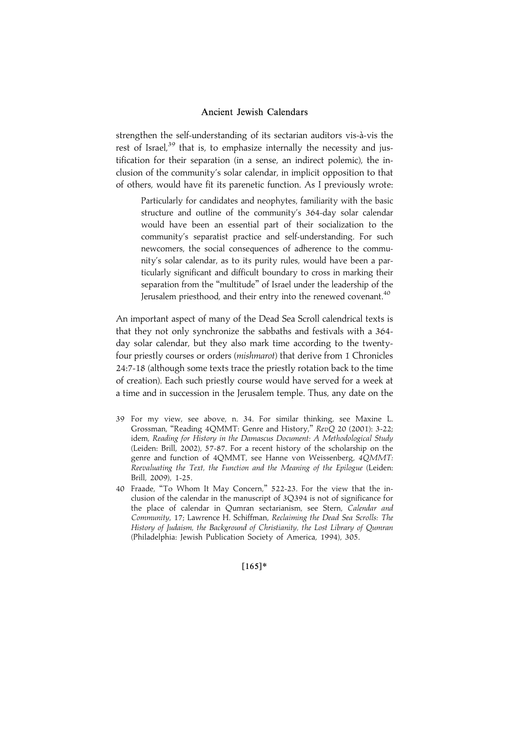strengthen the self-understanding of its sectarian auditors vis-à-vis the rest of Israel,[39] that is, to emphasize internally the necessity and justification for their separation (in a sense, an indirect polemic), the inclusion of the community's solar calendar, in implicit opposition to that of others, would have fit its parenetic function. As I previously wrote:

> Particularly for candidates and neophytes, familiarity with the basic structure and outline of the community's 364-day solar calendar would have been an essential part of their socialization to the community's separatist practice and self-understanding. For such newcomers, the social consequences of adherence to the community's solar calendar, as to its purity rules, would have been a particularly significant and difficult boundary to cross in marking their separation from the "multitude" of Israel under the leadership of the Jerusalem priesthood, and their entry into the renewed covenant.[40]

An important aspect of many of the Dead Sea Scroll calendrical texts is that they not only synchronize the sabbaths and festivals with a 364-day solar calendar, but they also mark time according to the twenty-four priestly courses or orders (*mishmarot*) that derive from 1 Chronicles 24:7-18 (although some texts trace the priestly rotation back to the time of creation). Each such priestly course would have served for a week at a time and in succession in the Jerusalem temple. Thus, any date on the

39 For my view, see above, n. 34. For similar thinking, see Maxine L. Grossman, "Reading 4QMMT: Genre and History," *RevQ* 20 (2001): 3-22; idem, *Reading for History in the Damascus Document: A Methodological Study* (Leiden: Brill, 2002), 57-87. For a recent history of the scholarship on the genre and function of 4QMMT, see Hanne von Weissenberg, *4QMMT: Reevaluating the Text, the Function and the Meaning of the Epilogue* (Leiden: Brill, 2009), 1-25.

40 Fraade, "To Whom It May Concern," 522-23. For the view that the inclusion of the calendar in the manuscript of 3Q394 is not of significance for the place of calendar in Qumran sectarianism, see Stern, *Calendar and Community*, 17; Lawrence H. Schiffman, *Reclaiming the Dead Sea Scrolls: The History of Judaism, the Background of Christianity, the Lost Library of Qumran* (Philadelphia: Jewish Publication Society of America, 1994), 305.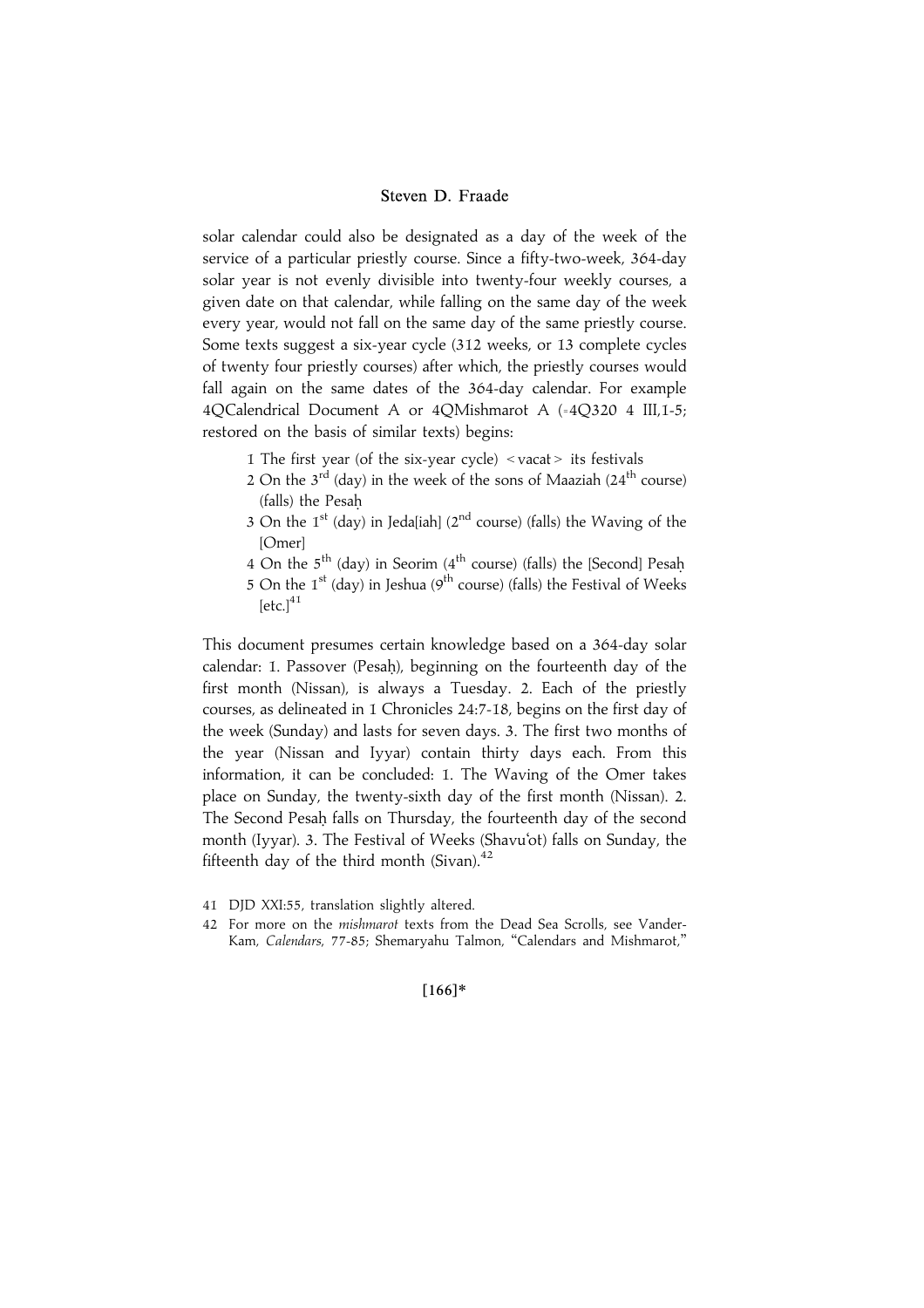solar calendar could also be designated as a day of the week of the service of a particular priestly course. Since a fifty-two-week, 364-day solar year is not evenly divisible into twenty-four weekly courses, a given date on that calendar, while falling on the same day of the week every year, would not fall on the same day of the same priestly course. Some texts suggest a six-year cycle (312 weeks, or 13 complete cycles of twenty four priestly courses) after which, the priestly courses would fall again on the same dates of the 364-day calendar. For example 4QCalendrical Document A or 4QMishmarot A (=4Q320 4 III,1-5; restored on the basis of similar texts) begins:

> 1 The first year (of the six-year cycle) <vacat> its festivals
> 2 On the 3rd (day) in the week of the sons of Maaziah (24th course) (falls) the Pesaḥ
> 3 On the 1st (day) in Jeda[iah] (2nd course) (falls) the Waving of the [Omer]
> 4 On the 5th (day) in Seorim (4th course) (falls) the [Second] Pesaḥ
> 5 On the 1st (day) in Jeshua (9th course) (falls) the Festival of Weeks [etc.][41]

This document presumes certain knowledge based on a 364-day solar calendar: 1. Passover (Pesaḥ), beginning on the fourteenth day of the first month (Nissan), is always a Tuesday. 2. Each of the priestly courses, as delineated in 1 Chronicles 24:7-18, begins on the first day of the week (Sunday) and lasts for seven days. 3. The first two months of the year (Nissan and Iyyar) contain thirty days each. From this information, it can be concluded: 1. The Waving of the Omer takes place on Sunday, the twenty-sixth day of the first month (Nissan). 2. The Second Pesaḥ falls on Thursday, the fourteenth day of the second month (Iyyar). 3. The Festival of Weeks (Shavu'ot) falls on Sunday, the fifteenth day of the third month (Sivan).[42]

41 DJD XXI:55, translation slightly altered.

42 For more on the *mishmarot* texts from the Dead Sea Scrolls, see VanderKam, *Calendars*, 77-85; Shemaryahu Talmon, "Calendars and Mishmarot,"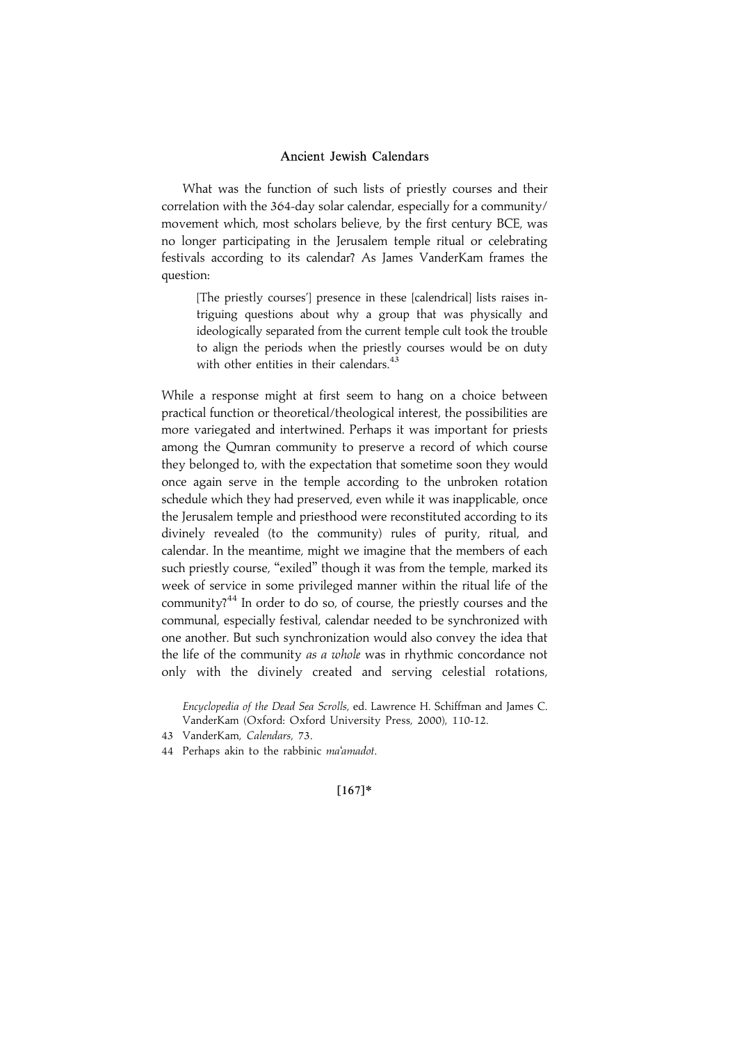What was the function of such lists of priestly courses and their correlation with the 364-day solar calendar, especially for a community/movement which, most scholars believe, by the first century BCE, was no longer participating in the Jerusalem temple ritual or celebrating festivals according to its calendar? As James VanderKam frames the question:

> [The priestly courses'] presence in these [calendrical] lists raises intriguing questions about why a group that was physically and ideologically separated from the current temple cult took the trouble to align the periods when the priestly courses would be on duty with other entities in their calendars.[43]

While a response might at first seem to hang on a choice between practical function or theoretical/theological interest, the possibilities are more variegated and intertwined. Perhaps it was important for priests among the Qumran community to preserve a record of which course they belonged to, with the expectation that sometime soon they would once again serve in the temple according to the unbroken rotation schedule which they had preserved, even while it was inapplicable, once the Jerusalem temple and priesthood were reconstituted according to its divinely revealed (to the community) rules of purity, ritual, and calendar. In the meantime, might we imagine that the members of each such priestly course, "exiled" though it was from the temple, marked its week of service in some privileged manner within the ritual life of the community?[44] In order to do so, of course, the priestly courses and the communal, especially festival, calendar needed to be synchronized with one another. But such synchronization would also convey the idea that the life of the community *as a whole* was in rhythmic concordance not only with the divinely created and serving celestial rotations,

*Encyclopedia of the Dead Sea Scrolls*, ed. Lawrence H. Schiffman and James C. VanderKam (Oxford: Oxford University Press, 2000), 110-12.

43 VanderKam, *Calendars*, 73.

44 Perhaps akin to the rabbinic *ma'amadot*.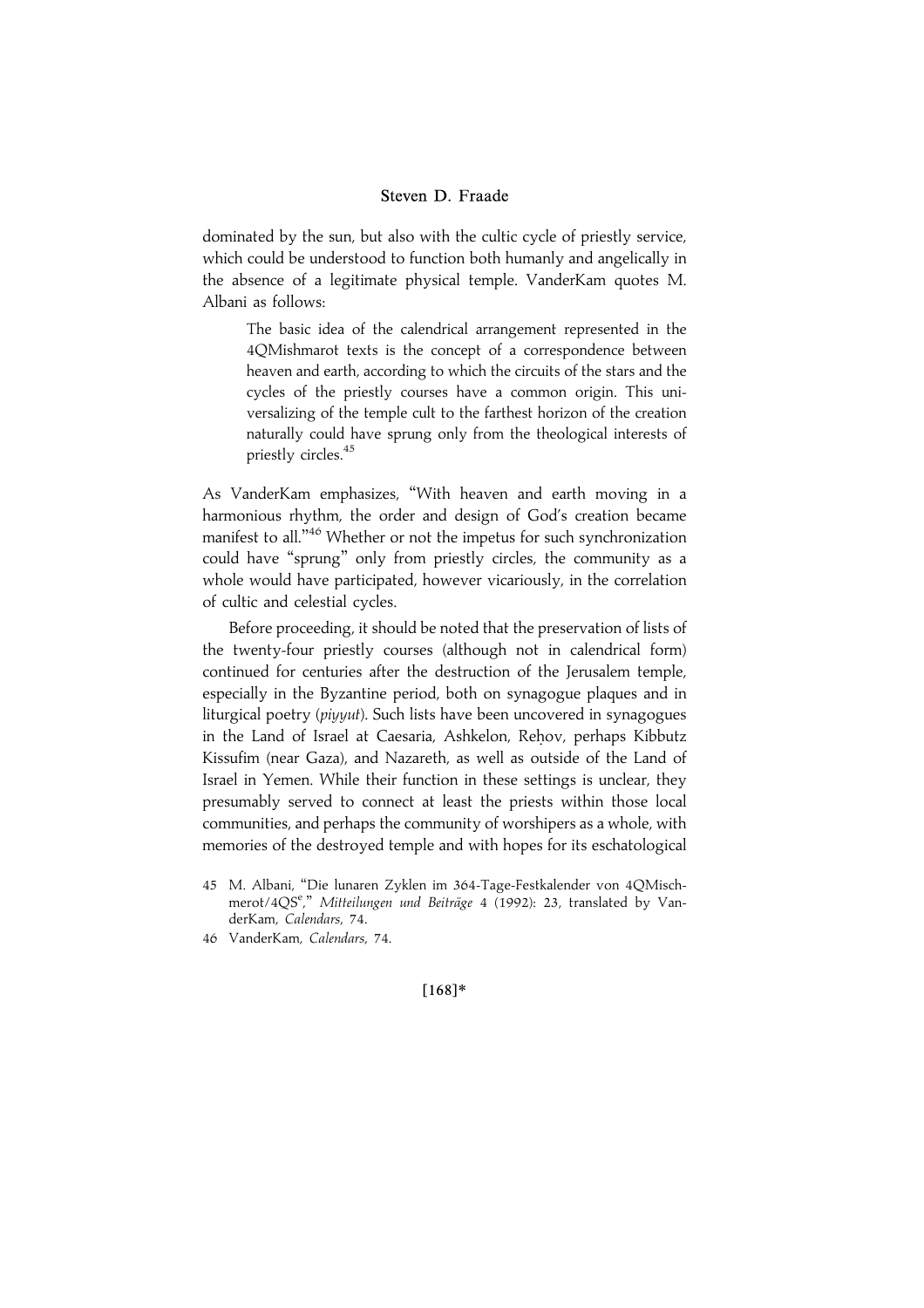dominated by the sun, but also with the cultic cycle of priestly service, which could be understood to function both humanly and angelically in the absence of a legitimate physical temple. VanderKam quotes M. Albani as follows:

> The basic idea of the calendrical arrangement represented in the 4QMishmarot texts is the concept of a correspondence between heaven and earth, according to which the circuits of the stars and the cycles of the priestly courses have a common origin. This universalizing of the temple cult to the farthest horizon of the creation naturally could have sprung only from the theological interests of priestly circles.[45]

As VanderKam emphasizes, "With heaven and earth moving in a harmonious rhythm, the order and design of God's creation became manifest to all."[46] Whether or not the impetus for such synchronization could have "sprung" only from priestly circles, the community as a whole would have participated, however vicariously, in the correlation of cultic and celestial cycles.

Before proceeding, it should be noted that the preservation of lists of the twenty-four priestly courses (although not in calendrical form) continued for centuries after the destruction of the Jerusalem temple, especially in the Byzantine period, both on synagogue plaques and in liturgical poetry (*piyyut*). Such lists have been uncovered in synagogues in the Land of Israel at Caesaria, Ashkelon, Reḥov, perhaps Kibbutz Kissufim (near Gaza), and Nazareth, as well as outside of the Land of Israel in Yemen. While their function in these settings is unclear, they presumably served to connect at least the priests within those local communities, and perhaps the community of worshipers as a whole, with memories of the destroyed temple and with hopes for its eschatological

45 M. Albani, "Die lunaren Zyklen im 364-Tage-Festkalender von 4QMischmerot/4QS[e]," *Mitteilungen und Beiträge* 4 (1992): 23, translated by VanderKam, *Calendars*, 74.

46 VanderKam, *Calendars*, 74.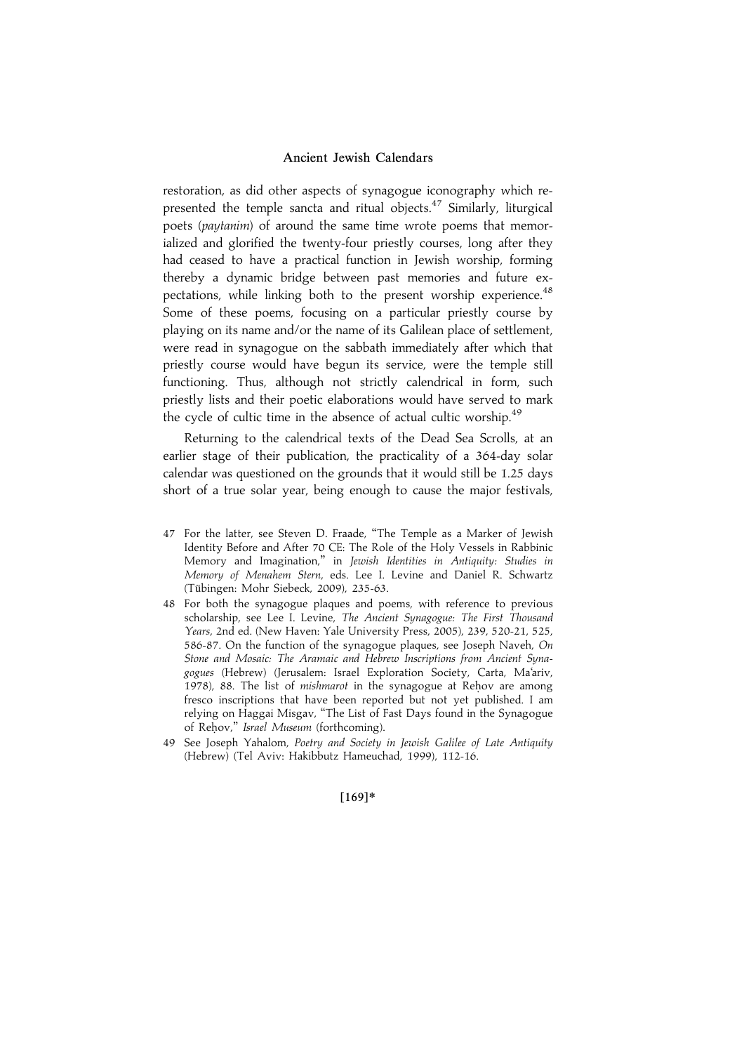restoration, as did other aspects of synagogue iconography which represented the temple sancta and ritual objects.[47] Similarly, liturgical poets (*paytanim*) of around the same time wrote poems that memorialized and glorified the twenty-four priestly courses, long after they had ceased to have a practical function in Jewish worship, forming thereby a dynamic bridge between past memories and future expectations, while linking both to the present worship experience.[48] Some of these poems, focusing on a particular priestly course by playing on its name and/or the name of its Galilean place of settlement, were read in synagogue on the sabbath immediately after which that priestly course would have begun its service, were the temple still functioning. Thus, although not strictly calendrical in form, such priestly lists and their poetic elaborations would have served to mark the cycle of cultic time in the absence of actual cultic worship.[49]

Returning to the calendrical texts of the Dead Sea Scrolls, at an earlier stage of their publication, the practicality of a 364-day solar calendar was questioned on the grounds that it would still be 1.25 days short of a true solar year, being enough to cause the major festivals,

47 For the latter, see Steven D. Fraade, "The Temple as a Marker of Jewish Identity Before and After 70 CE: The Role of the Holy Vessels in Rabbinic Memory and Imagination," in *Jewish Identities in Antiquity: Studies in Memory of Menahem Stern*, eds. Lee I. Levine and Daniel R. Schwartz (Tübingen: Mohr Siebeck, 2009), 235-63.

48 For both the synagogue plaques and poems, with reference to previous scholarship, see Lee I. Levine, *The Ancient Synagogue: The First Thousand Years*, 2nd ed. (New Haven: Yale University Press, 2005), 239, 520-21, 525, 586-87. On the function of the synagogue plaques, see Joseph Naveh, *On Stone and Mosaic: The Aramaic and Hebrew Inscriptions from Ancient Synagogues* (Hebrew) (Jerusalem: Israel Exploration Society, Carta, Ma'ariv, 1978), 88. The list of *mishmarot* in the synagogue at Reḥov are among fresco inscriptions that have been reported but not yet published. I am relying on Haggai Misgav, "The List of Fast Days found in the Synagogue of Reḥov," *Israel Museum* (forthcoming).

49 See Joseph Yahalom, *Poetry and Society in Jewish Galilee of Late Antiquity* (Hebrew) (Tel Aviv: Hakibbutz Hameuchad, 1999), 112-16.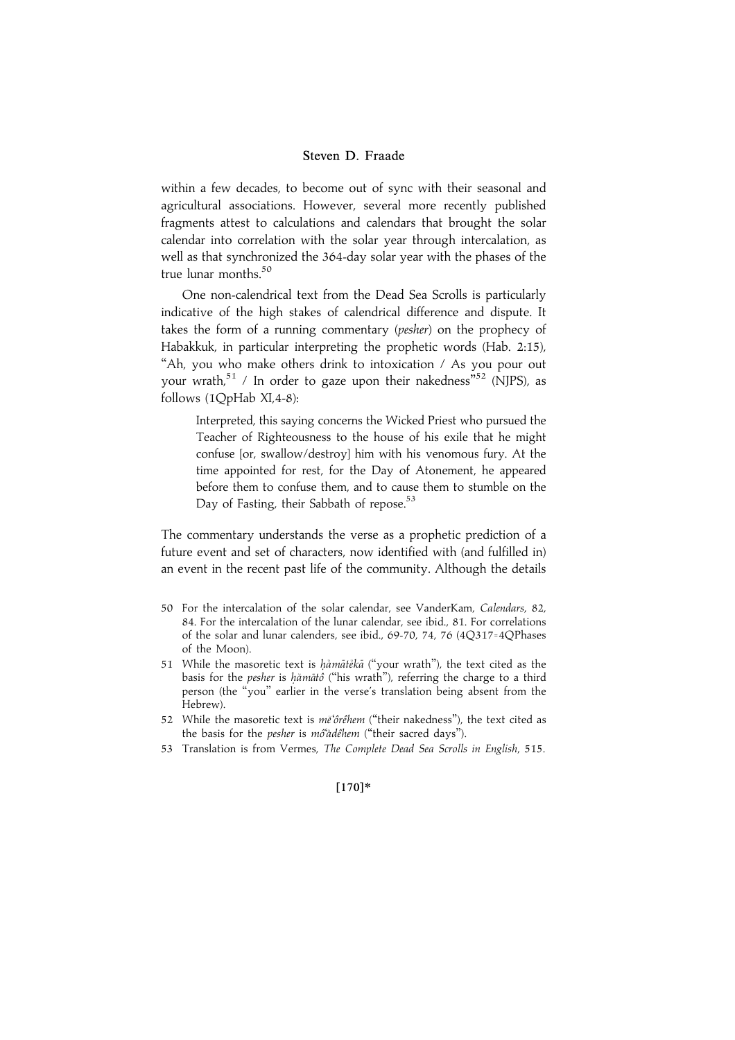within a few decades, to become out of sync with their seasonal and agricultural associations. However, several more recently published fragments attest to calculations and calendars that brought the solar calendar into correlation with the solar year through intercalation, as well as that synchronized the 364-day solar year with the phases of the true lunar months.[50]

One non-calendrical text from the Dead Sea Scrolls is particularly indicative of the high stakes of calendrical difference and dispute. It takes the form of a running commentary (*pesher*) on the prophecy of Habakkuk, in particular interpreting the prophetic words (Hab. 2:15), "Ah, you who make others drink to intoxication / As you pour out your wrath,[51] / In order to gaze upon their nakedness"[52] (NJPS), as follows (1QpHab XI,4-8):

> Interpreted, this saying concerns the Wicked Priest who pursued the Teacher of Righteousness to the house of his exile that he might confuse [or, swallow/destroy] him with his venomous fury. At the time appointed for rest, for the Day of Atonement, he appeared before them to confuse them, and to cause them to stumble on the Day of Fasting, their Sabbath of repose.[53]

The commentary understands the verse as a prophetic prediction of a future event and set of characters, now identified with (and fulfilled in) an event in the recent past life of the community. Although the details

---

50 For the intercalation of the solar calendar, see VanderKam, *Calendars*, 82, 84. For the intercalation of the lunar calendar, see ibid., 81. For correlations of the solar and lunar calenders, see ibid., 69-70, 74, 76 (4Q317=4QPhases of the Moon).

51 While the masoretic text is *ḥămātĕkā* ("your wrath"), the text cited as the basis for the *pesher* is *ḥămātô* ("his wrath"), referring the charge to a third person (the "you" earlier in the verse's translation being absent from the Hebrew).

52 While the masoretic text is *mĕʿôrêhem* ("their nakedness"), the text cited as the basis for the *pesher* is *môʿădêhem* ("their sacred days").

53 Translation is from Vermes, *The Complete Dead Sea Scrolls in English*, 515.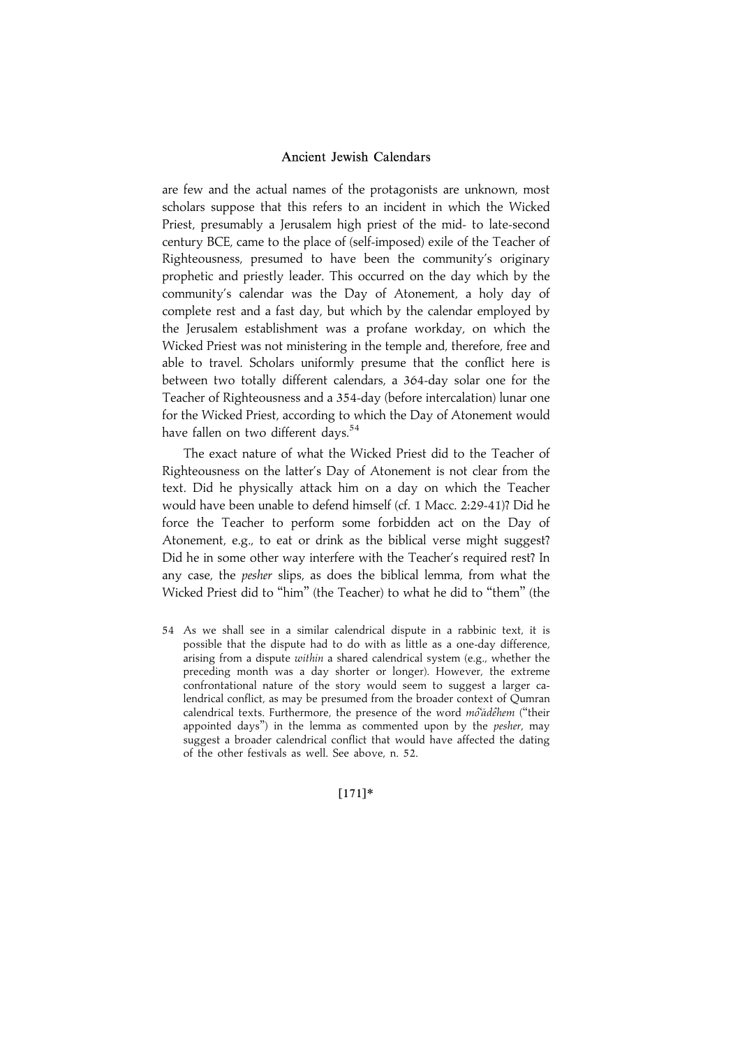are few and the actual names of the protagonists are unknown, most scholars suppose that this refers to an incident in which the Wicked Priest, presumably a Jerusalem high priest of the mid- to late-second century BCE, came to the place of (self-imposed) exile of the Teacher of Righteousness, presumed to have been the community's originary prophetic and priestly leader. This occurred on the day which by the community's calendar was the Day of Atonement, a holy day of complete rest and a fast day, but which by the calendar employed by the Jerusalem establishment was a profane workday, on which the Wicked Priest was not ministering in the temple and, therefore, free and able to travel. Scholars uniformly presume that the conflict here is between two totally different calendars, a 364-day solar one for the Teacher of Righteousness and a 354-day (before intercalation) lunar one for the Wicked Priest, according to which the Day of Atonement would have fallen on two different days.[54]

The exact nature of what the Wicked Priest did to the Teacher of Righteousness on the latter's Day of Atonement is not clear from the text. Did he physically attack him on a day on which the Teacher would have been unable to defend himself (cf. 1 Macc. 2:29-41)? Did he force the Teacher to perform some forbidden act on the Day of Atonement, e.g., to eat or drink as the biblical verse might suggest? Did he in some other way interfere with the Teacher's required rest? In any case, the *pesher* slips, as does the biblical lemma, from what the Wicked Priest did to "him" (the Teacher) to what he did to "them" (the

54 As we shall see in a similar calendrical dispute in a rabbinic text, it is possible that the dispute had to do with as little as a one-day difference, arising from a dispute *within* a shared calendrical system (e.g., whether the preceding month was a day shorter or longer). However, the extreme confrontational nature of the story would seem to suggest a larger calendrical conflict, as may be presumed from the broader context of Qumran calendrical texts. Furthermore, the presence of the word *môʿădêhem* ("their appointed days") in the lemma as commented upon by the *pesher*, may suggest a broader calendrical conflict that would have affected the dating of the other festivals as well. See above, n. 52.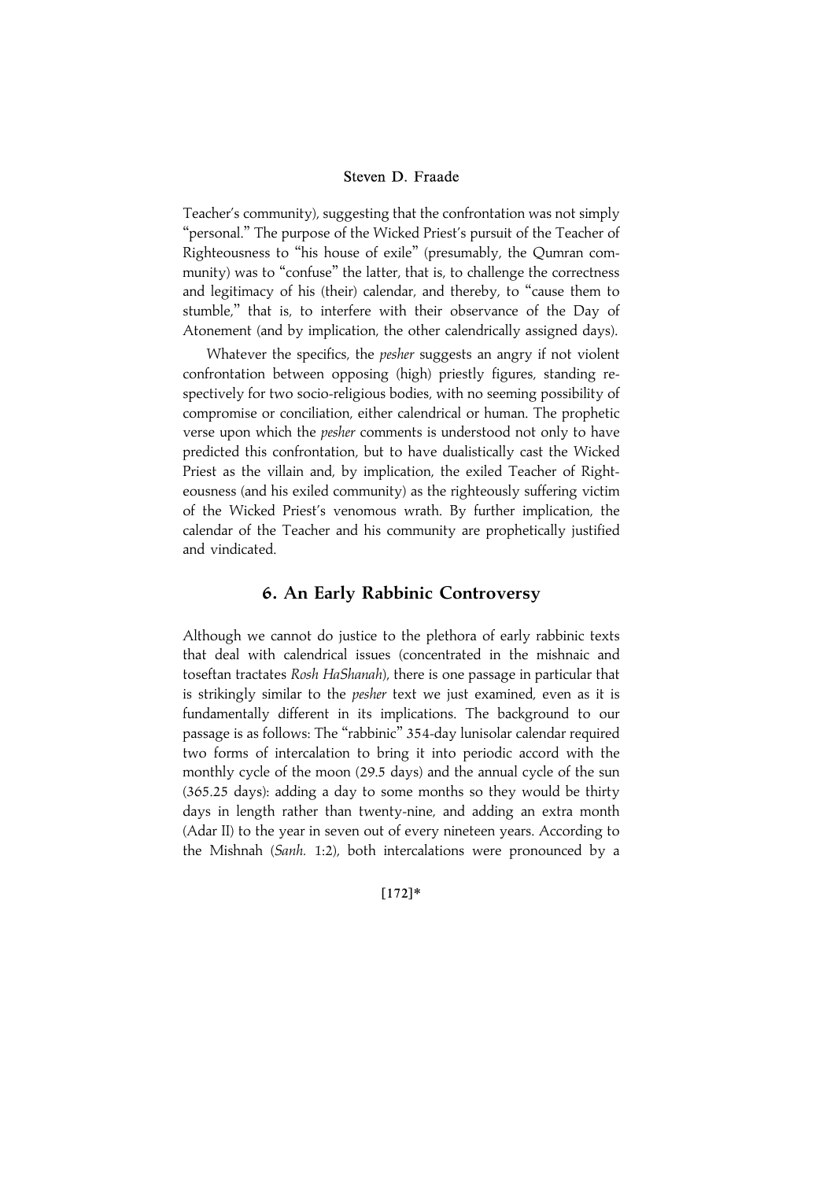Teacher's community), suggesting that the confrontation was not simply "personal." The purpose of the Wicked Priest's pursuit of the Teacher of Righteousness to "his house of exile" (presumably, the Qumran community) was to "confuse" the latter, that is, to challenge the correctness and legitimacy of his (their) calendar, and thereby, to "cause them to stumble," that is, to interfere with their observance of the Day of Atonement (and by implication, the other calendrically assigned days).

Whatever the specifics, the *pesher* suggests an angry if not violent confrontation between opposing (high) priestly figures, standing respectively for two socio-religious bodies, with no seeming possibility of compromise or conciliation, either calendrical or human. The prophetic verse upon which the *pesher* comments is understood not only to have predicted this confrontation, but to have dualistically cast the Wicked Priest as the villain and, by implication, the exiled Teacher of Righteousness (and his exiled community) as the righteously suffering victim of the Wicked Priest's venomous wrath. By further implication, the calendar of the Teacher and his community are prophetically justified and vindicated.

## 6. An Early Rabbinic Controversy

Although we cannot do justice to the plethora of early rabbinic texts that deal with calendrical issues (concentrated in the mishnaic and toseftan tractates *Rosh HaShanah*), there is one passage in particular that is strikingly similar to the *pesher* text we just examined, even as it is fundamentally different in its implications. The background to our passage is as follows: The "rabbinic" 354-day lunisolar calendar required two forms of intercalation to bring it into periodic accord with the monthly cycle of the moon (29.5 days) and the annual cycle of the sun (365.25 days): adding a day to some months so they would be thirty days in length rather than twenty-nine, and adding an extra month (Adar II) to the year in seven out of every nineteen years. According to the Mishnah (*Sanh.* 1:2), both intercalations were pronounced by a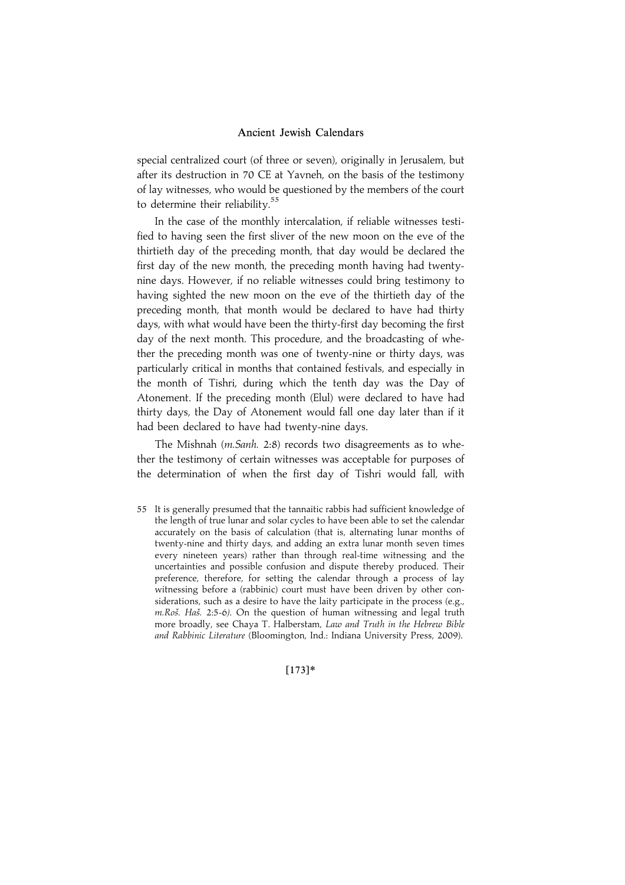special centralized court (of three or seven), originally in Jerusalem, but after its destruction in 70 CE at Yavneh, on the basis of the testimony of lay witnesses, who would be questioned by the members of the court to determine their reliability.[55]

In the case of the monthly intercalation, if reliable witnesses testified to having seen the first sliver of the new moon on the eve of the thirtieth day of the preceding month, that day would be declared the first day of the new month, the preceding month having had twenty-nine days. However, if no reliable witnesses could bring testimony to having sighted the new moon on the eve of the thirtieth day of the preceding month, that month would be declared to have had thirty days, with what would have been the thirty-first day becoming the first day of the next month. This procedure, and the broadcasting of whether the preceding month was one of twenty-nine or thirty days, was particularly critical in months that contained festivals, and especially in the month of Tishri, during which the tenth day was the Day of Atonement. If the preceding month (Elul) were declared to have had thirty days, the Day of Atonement would fall one day later than if it had been declared to have had twenty-nine days.

The Mishnah (*m.Sanh.* 2:8) records two disagreements as to whether the testimony of certain witnesses was acceptable for purposes of the determination of when the first day of Tishri would fall, with

55 It is generally presumed that the tannaitic rabbis had sufficient knowledge of the length of true lunar and solar cycles to have been able to set the calendar accurately on the basis of calculation (that is, alternating lunar months of twenty-nine and thirty days, and adding an extra lunar month seven times every nineteen years) rather than through real-time witnessing and the uncertainties and possible confusion and dispute thereby produced. Their preference, therefore, for setting the calendar through a process of lay witnessing before a (rabbinic) court must have been driven by other considerations, such as a desire to have the laity participate in the process (e.g., *m.Roš. Haš.* 2:5-6). On the question of human witnessing and legal truth more broadly, see Chaya T. Halberstam, *Law and Truth in the Hebrew Bible and Rabbinic Literature* (Bloomington, Ind.: Indiana University Press, 2009).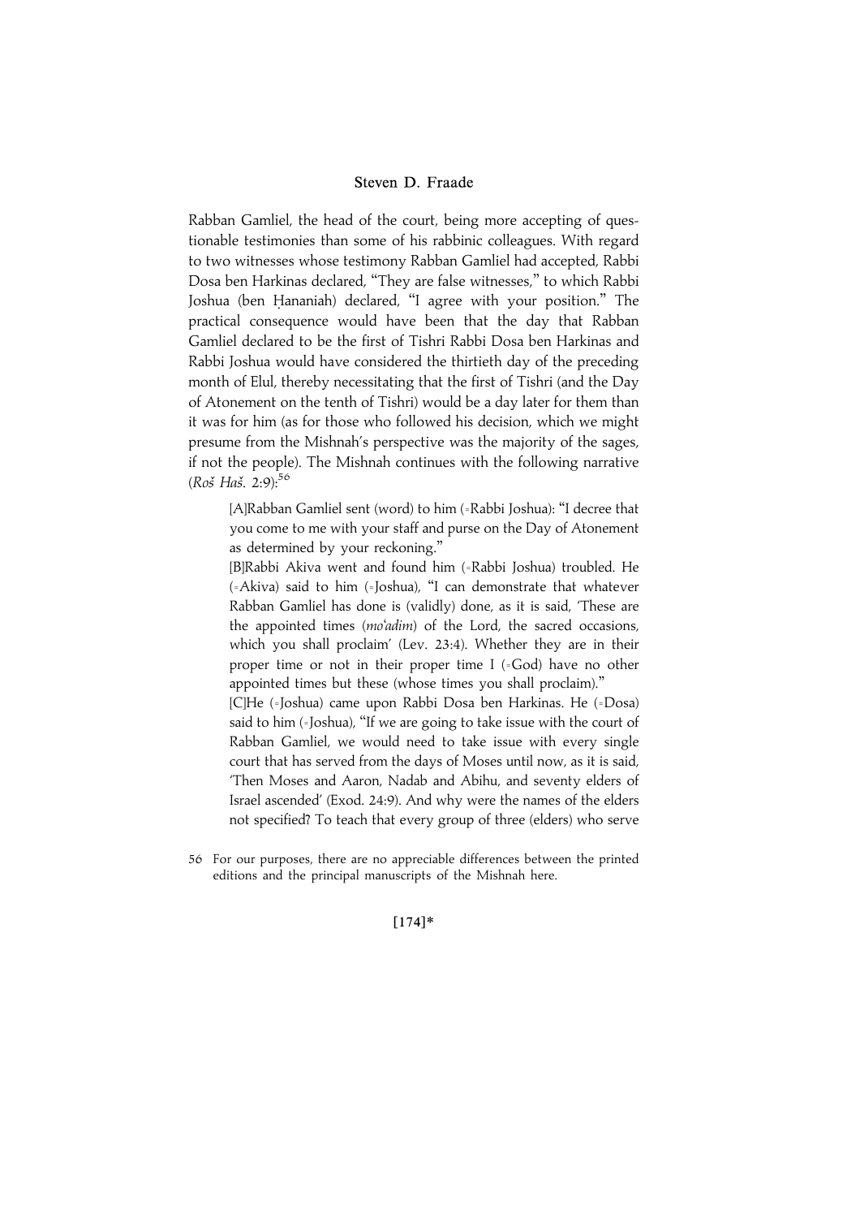Rabban Gamliel, the head of the court, being more accepting of questionable testimonies than some of his rabbinic colleagues. With regard to two witnesses whose testimony Rabban Gamliel had accepted, Rabbi Dosa ben Harkinas declared, "They are false witnesses," to which Rabbi Joshua (ben Ḥananiah) declared, "I agree with your position." The practical consequence would have been that the day that Rabban Gamliel declared to be the first of Tishri Rabbi Dosa ben Harkinas and Rabbi Joshua would have considered the thirtieth day of the preceding month of Elul, thereby necessitating that the first of Tishri (and the Day of Atonement on the tenth of Tishri) would be a day later for them than it was for him (as for those who followed his decision, which we might presume from the Mishnah's perspective was the majority of the sages, if not the people). The Mishnah continues with the following narrative (*Roš Haš*. 2:9):[56]

> [A]Rabban Gamliel sent (word) to him (=Rabbi Joshua): "I decree that you come to me with your staff and purse on the Day of Atonement as determined by your reckoning."
>
> [B]Rabbi Akiva went and found him (=Rabbi Joshua) troubled. He (=Akiva) said to him (=Joshua), "I can demonstrate that whatever Rabban Gamliel has done is (validly) done, as it is said, 'These are the appointed times (*mo'adim*) of the Lord, the sacred occasions, which you shall proclaim' (Lev. 23:4). Whether they are in their proper time or not in their proper time I (=God) have no other appointed times but these (whose times you shall proclaim)."
>
> [C]He (=Joshua) came upon Rabbi Dosa ben Harkinas. He (=Dosa) said to him (=Joshua), "If we are going to take issue with the court of Rabban Gamliel, we would need to take issue with every single court that has served from the days of Moses until now, as it is said, 'Then Moses and Aaron, Nadab and Abihu, and seventy elders of Israel ascended' (Exod. 24:9). And why were the names of the elders not specified? To teach that every group of three (elders) who serve

56 For our purposes, there are no appreciable differences between the printed editions and the principal manuscripts of the Mishnah here.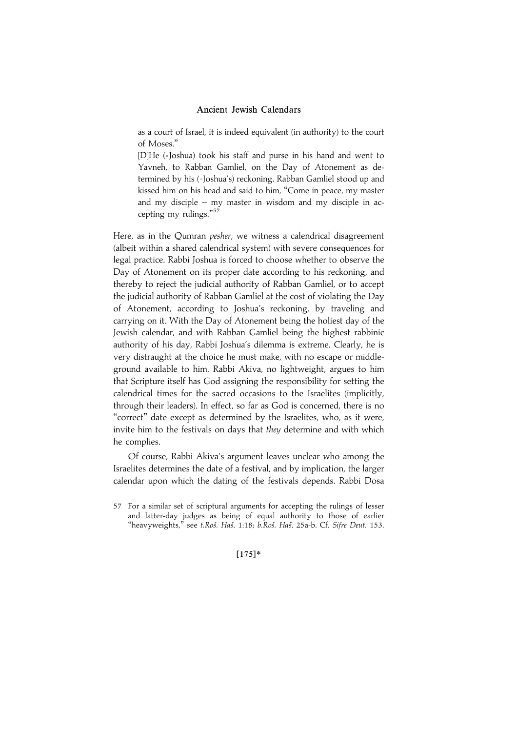as a court of Israel, it is indeed equivalent (in authority) to the court of Moses."

[D]He (=Joshua) took his staff and purse in his hand and went to Yavneh, to Rabban Gamliel, on the Day of Atonement as determined by his (=Joshua's) reckoning. Rabban Gamliel stood up and kissed him on his head and said to him, "Come in peace, my master and my disciple – my master in wisdom and my disciple in accepting my rulings."[57]

Here, as in the Qumran *pesher*, we witness a calendrical disagreement (albeit within a shared calendrical system) with severe consequences for legal practice. Rabbi Joshua is forced to choose whether to observe the Day of Atonement on its proper date according to his reckoning, and thereby to reject the judicial authority of Rabban Gamliel, or to accept the judicial authority of Rabban Gamliel at the cost of violating the Day of Atonement, according to Joshua's reckoning, by traveling and carrying on it. With the Day of Atonement being the holiest day of the Jewish calendar, and with Rabban Gamliel being the highest rabbinic authority of his day, Rabbi Joshua's dilemma is extreme. Clearly, he is very distraught at the choice he must make, with no escape or middle-ground available to him. Rabbi Akiva, no lightweight, argues to him that Scripture itself has God assigning the responsibility for setting the calendrical times for the sacred occasions to the Israelites (implicitly, through their leaders). In effect, so far as God is concerned, there is no "correct" date except as determined by the Israelites, who, as it were, invite him to the festivals on days that *they* determine and with which he complies.

Of course, Rabbi Akiva's argument leaves unclear who among the Israelites determines the date of a festival, and by implication, the larger calendar upon which the dating of the festivals depends. Rabbi Dosa

57 For a similar set of scriptural arguments for accepting the rulings of lesser and latter-day judges as being of equal authority to those of earlier "heavyweights," see *t.Roš. Haš.* 1:18; *b.Roš. Haš.* 25a-b. Cf. *Sifre Deut.* 153.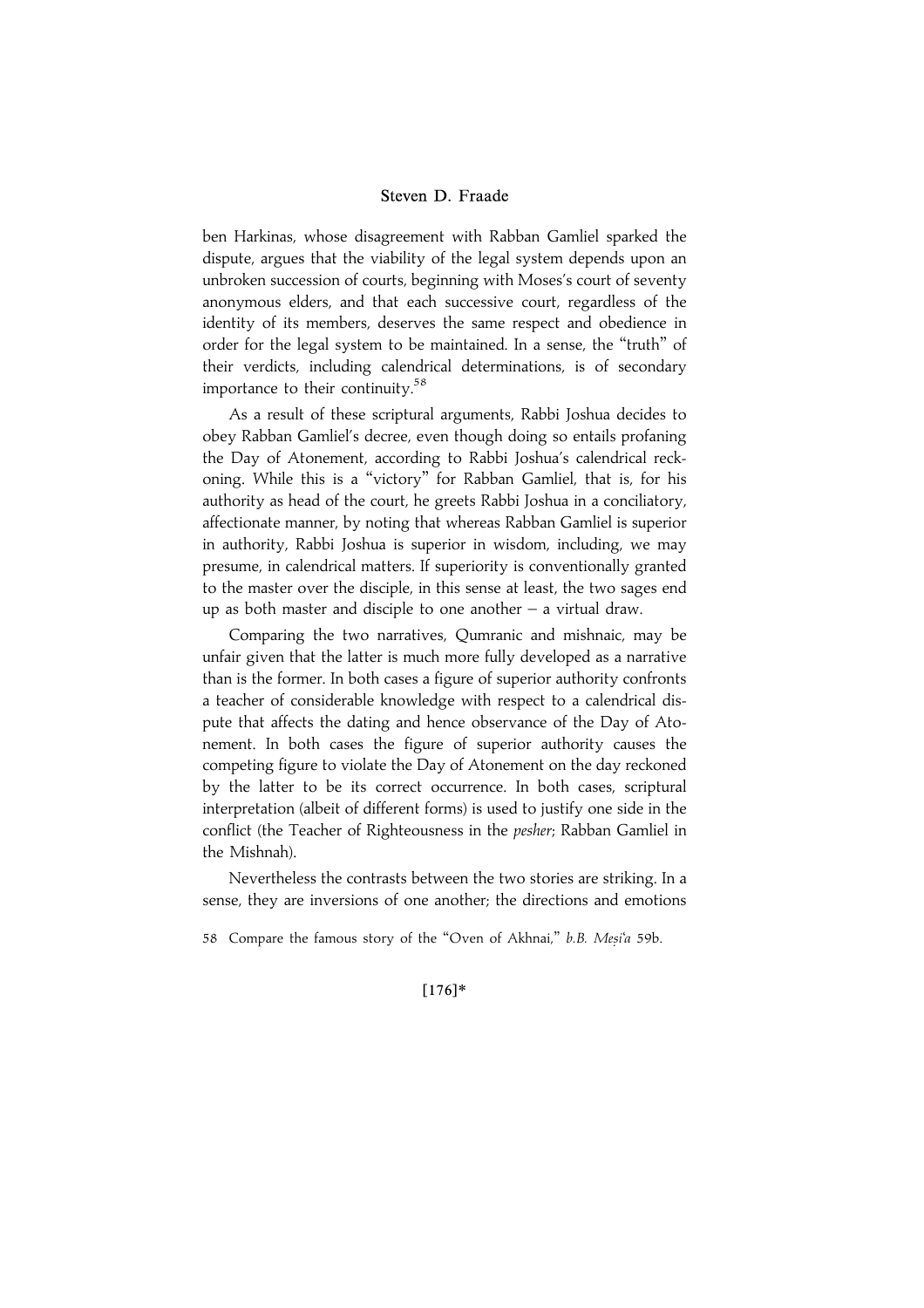ben Harkinas, whose disagreement with Rabban Gamliel sparked the dispute, argues that the viability of the legal system depends upon an unbroken succession of courts, beginning with Moses's court of seventy anonymous elders, and that each successive court, regardless of the identity of its members, deserves the same respect and obedience in order for the legal system to be maintained. In a sense, the "truth" of their verdicts, including calendrical determinations, is of secondary importance to their continuity.[58]

As a result of these scriptural arguments, Rabbi Joshua decides to obey Rabban Gamliel's decree, even though doing so entails profaning the Day of Atonement, according to Rabbi Joshua's calendrical reckoning. While this is a "victory" for Rabban Gamliel, that is, for his authority as head of the court, he greets Rabbi Joshua in a conciliatory, affectionate manner, by noting that whereas Rabban Gamliel is superior in authority, Rabbi Joshua is superior in wisdom, including, we may presume, in calendrical matters. If superiority is conventionally granted to the master over the disciple, in this sense at least, the two sages end up as both master and disciple to one another – a virtual draw.

Comparing the two narratives, Qumranic and mishnaic, may be unfair given that the latter is much more fully developed as a narrative than is the former. In both cases a figure of superior authority confronts a teacher of considerable knowledge with respect to a calendrical dispute that affects the dating and hence observance of the Day of Atonement. In both cases the figure of superior authority causes the competing figure to violate the Day of Atonement on the day reckoned by the latter to be its correct occurrence. In both cases, scriptural interpretation (albeit of different forms) is used to justify one side in the conflict (the Teacher of Righteousness in the *pesher*; Rabban Gamliel in the Mishnah).

Nevertheless the contrasts between the two stories are striking. In a sense, they are inversions of one another; the directions and emotions

58 Compare the famous story of the "Oven of Akhnai," *b.B. Meṣi'a* 59b.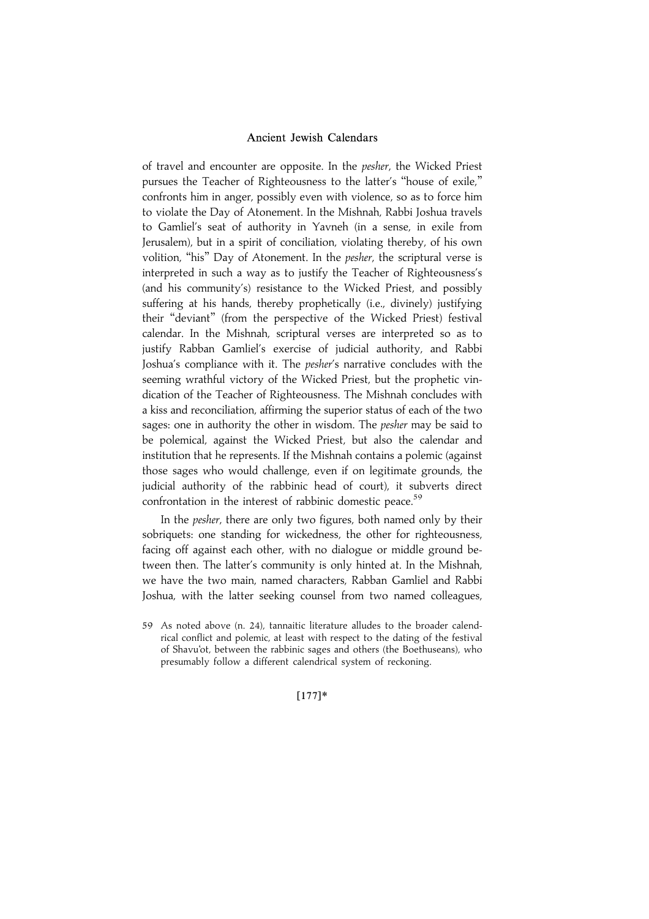of travel and encounter are opposite. In the *pesher*, the Wicked Priest pursues the Teacher of Righteousness to the latter's "house of exile," confronts him in anger, possibly even with violence, so as to force him to violate the Day of Atonement. In the Mishnah, Rabbi Joshua travels to Gamliel's seat of authority in Yavneh (in a sense, in exile from Jerusalem), but in a spirit of conciliation, violating thereby, of his own volition, "his" Day of Atonement. In the *pesher*, the scriptural verse is interpreted in such a way as to justify the Teacher of Righteousness's (and his community's) resistance to the Wicked Priest, and possibly suffering at his hands, thereby prophetically (i.e., divinely) justifying their "deviant" (from the perspective of the Wicked Priest) festival calendar. In the Mishnah, scriptural verses are interpreted so as to justify Rabban Gamliel's exercise of judicial authority, and Rabbi Joshua's compliance with it. The *pesher*'s narrative concludes with the seeming wrathful victory of the Wicked Priest, but the prophetic vindication of the Teacher of Righteousness. The Mishnah concludes with a kiss and reconciliation, affirming the superior status of each of the two sages: one in authority the other in wisdom. The *pesher* may be said to be polemical, against the Wicked Priest, but also the calendar and institution that he represents. If the Mishnah contains a polemic (against those sages who would challenge, even if on legitimate grounds, the judicial authority of the rabbinic head of court), it subverts direct confrontation in the interest of rabbinic domestic peace.[59]

In the *pesher*, there are only two figures, both named only by their sobriquets: one standing for wickedness, the other for righteousness, facing off against each other, with no dialogue or middle ground between then. The latter's community is only hinted at. In the Mishnah, we have the two main, named characters, Rabban Gamliel and Rabbi Joshua, with the latter seeking counsel from two named colleagues,

59 As noted above (n. 24), tannaitic literature alludes to the broader calendrical conflict and polemic, at least with respect to the dating of the festival of Shavu'ot, between the rabbinic sages and others (the Boethuseans), who presumably follow a different calendrical system of reckoning.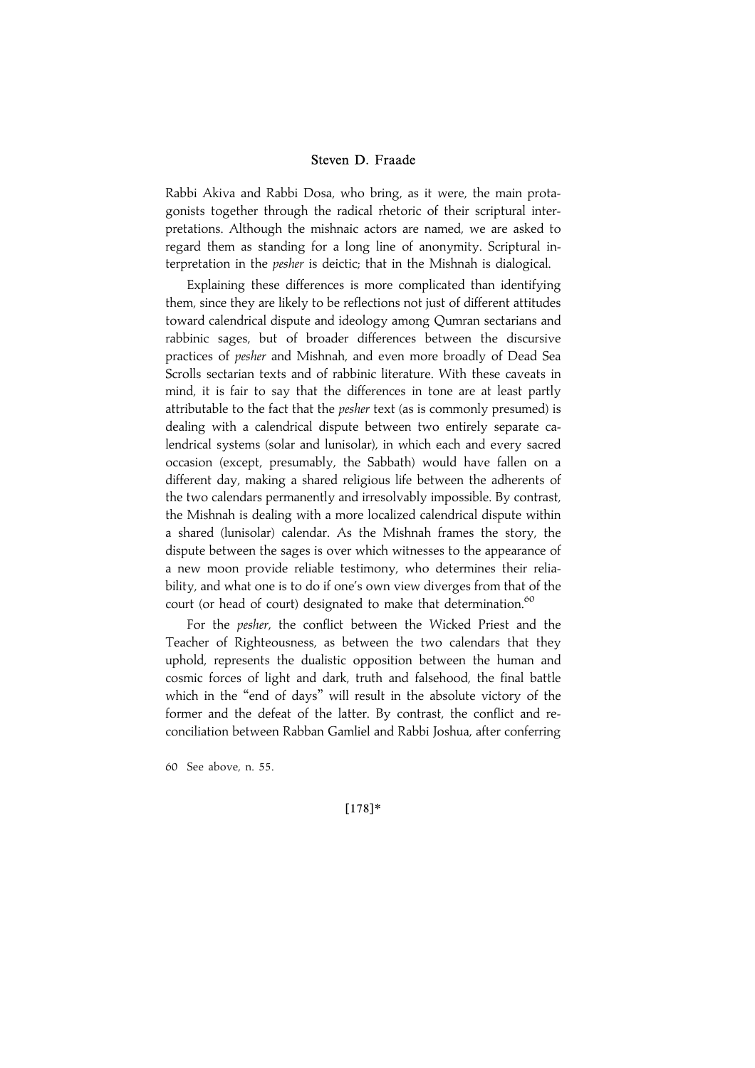Rabbi Akiva and Rabbi Dosa, who bring, as it were, the main protagonists together through the radical rhetoric of their scriptural interpretations. Although the mishnaic actors are named, we are asked to regard them as standing for a long line of anonymity. Scriptural interpretation in the *pesher* is deictic; that in the Mishnah is dialogical.

Explaining these differences is more complicated than identifying them, since they are likely to be reflections not just of different attitudes toward calendrical dispute and ideology among Qumran sectarians and rabbinic sages, but of broader differences between the discursive practices of *pesher* and Mishnah, and even more broadly of Dead Sea Scrolls sectarian texts and of rabbinic literature. With these caveats in mind, it is fair to say that the differences in tone are at least partly attributable to the fact that the *pesher* text (as is commonly presumed) is dealing with a calendrical dispute between two entirely separate calendrical systems (solar and lunisolar), in which each and every sacred occasion (except, presumably, the Sabbath) would have fallen on a different day, making a shared religious life between the adherents of the two calendars permanently and irresolvably impossible. By contrast, the Mishnah is dealing with a more localized calendrical dispute within a shared (lunisolar) calendar. As the Mishnah frames the story, the dispute between the sages is over which witnesses to the appearance of a new moon provide reliable testimony, who determines their reliability, and what one is to do if one's own view diverges from that of the court (or head of court) designated to make that determination.[60]

For the *pesher*, the conflict between the Wicked Priest and the Teacher of Righteousness, as between the two calendars that they uphold, represents the dualistic opposition between the human and cosmic forces of light and dark, truth and falsehood, the final battle which in the "end of days" will result in the absolute victory of the former and the defeat of the latter. By contrast, the conflict and reconciliation between Rabban Gamliel and Rabbi Joshua, after conferring

60 See above, n. 55.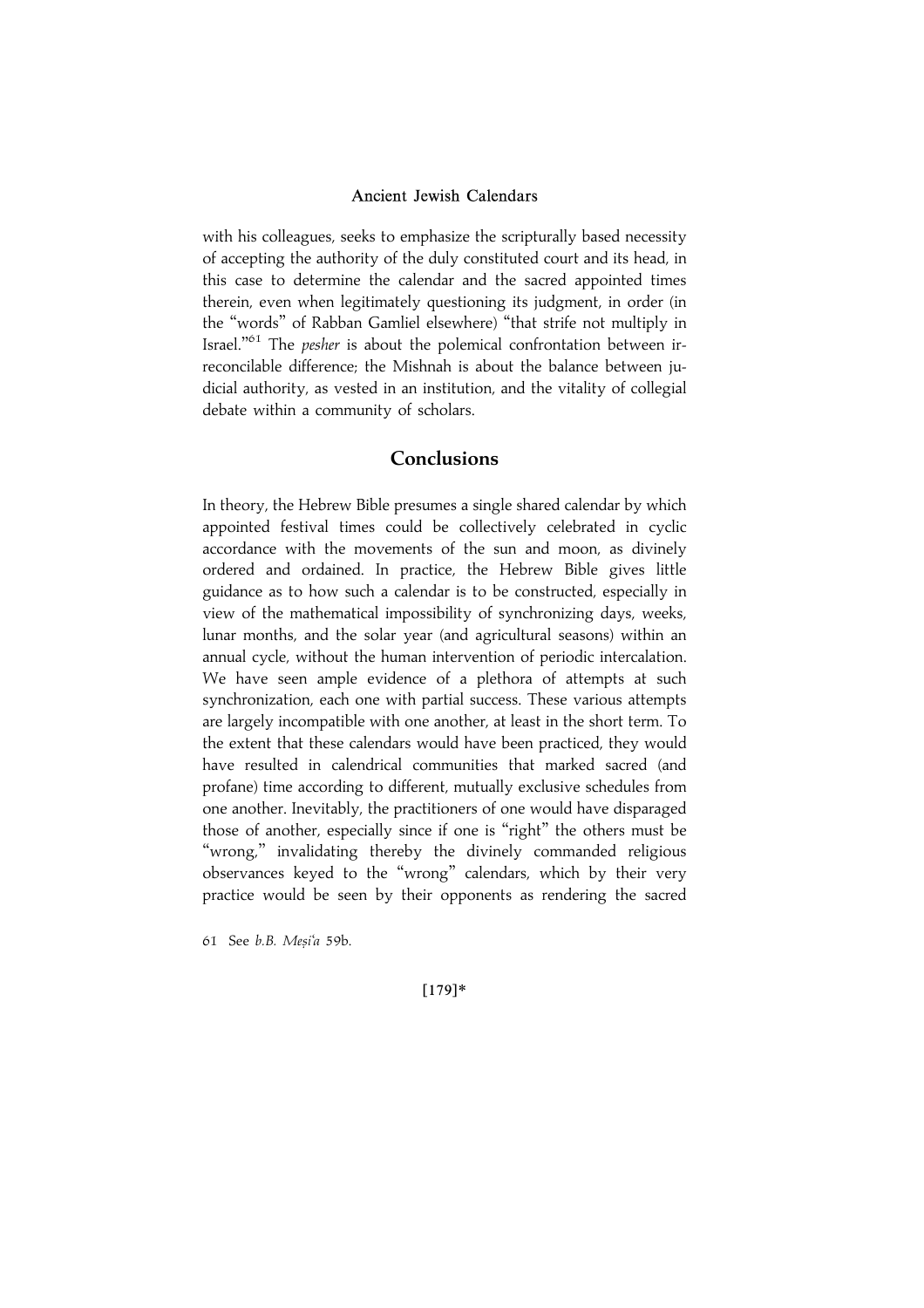with his colleagues, seeks to emphasize the scripturally based necessity of accepting the authority of the duly constituted court and its head, in this case to determine the calendar and the sacred appointed times therein, even when legitimately questioning its judgment, in order (in the "words" of Rabban Gamliel elsewhere) "that strife not multiply in Israel."[61] The *pesher* is about the polemical confrontation between irreconcilable difference; the Mishnah is about the balance between judicial authority, as vested in an institution, and the vitality of collegial debate within a community of scholars.

## Conclusions

In theory, the Hebrew Bible presumes a single shared calendar by which appointed festival times could be collectively celebrated in cyclic accordance with the movements of the sun and moon, as divinely ordered and ordained. In practice, the Hebrew Bible gives little guidance as to how such a calendar is to be constructed, especially in view of the mathematical impossibility of synchronizing days, weeks, lunar months, and the solar year (and agricultural seasons) within an annual cycle, without the human intervention of periodic intercalation. We have seen ample evidence of a plethora of attempts at such synchronization, each one with partial success. These various attempts are largely incompatible with one another, at least in the short term. To the extent that these calendars would have been practiced, they would have resulted in calendrical communities that marked sacred (and profane) time according to different, mutually exclusive schedules from one another. Inevitably, the practitioners of one would have disparaged those of another, especially since if one is "right" the others must be "wrong," invalidating thereby the divinely commanded religious observances keyed to the "wrong" calendars, which by their very practice would be seen by their opponents as rendering the sacred

61 See *b.B. Meṣiʿa* 59b.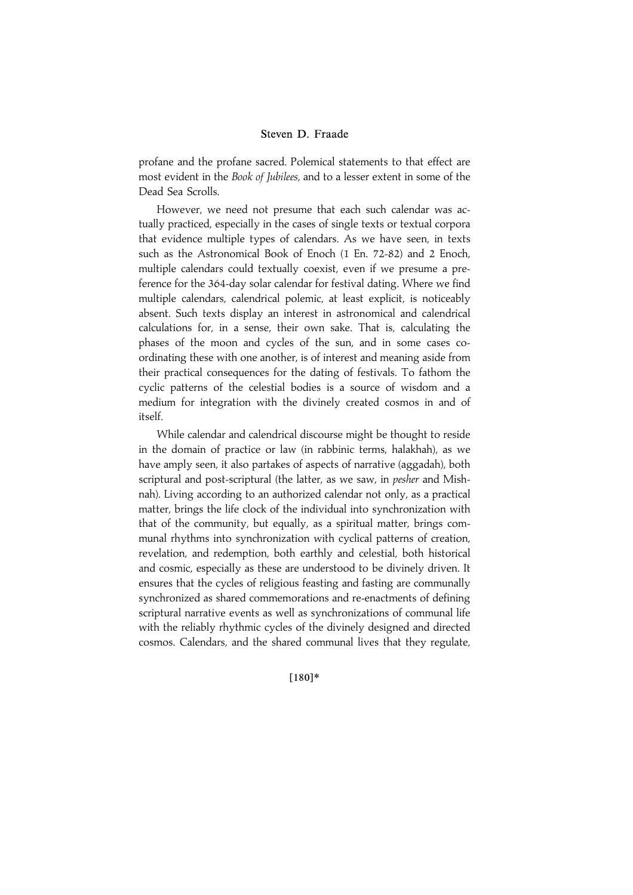profane and the profane sacred. Polemical statements to that effect are most evident in the *Book of Jubilees*, and to a lesser extent in some of the Dead Sea Scrolls.

However, we need not presume that each such calendar was actually practiced, especially in the cases of single texts or textual corpora that evidence multiple types of calendars. As we have seen, in texts such as the Astronomical Book of Enoch (1 En. 72-82) and 2 Enoch, multiple calendars could textually coexist, even if we presume a preference for the 364-day solar calendar for festival dating. Where we find multiple calendars, calendrical polemic, at least explicit, is noticeably absent. Such texts display an interest in astronomical and calendrical calculations for, in a sense, their own sake. That is, calculating the phases of the moon and cycles of the sun, and in some cases coordinating these with one another, is of interest and meaning aside from their practical consequences for the dating of festivals. To fathom the cyclic patterns of the celestial bodies is a source of wisdom and a medium for integration with the divinely created cosmos in and of itself.

While calendar and calendrical discourse might be thought to reside in the domain of practice or law (in rabbinic terms, halakhah), as we have amply seen, it also partakes of aspects of narrative (aggadah), both scriptural and post-scriptural (the latter, as we saw, in *pesher* and Mishnah). Living according to an authorized calendar not only, as a practical matter, brings the life clock of the individual into synchronization with that of the community, but equally, as a spiritual matter, brings communal rhythms into synchronization with cyclical patterns of creation, revelation, and redemption, both earthly and celestial, both historical and cosmic, especially as these are understood to be divinely driven. It ensures that the cycles of religious feasting and fasting are communally synchronized as shared commemorations and re-enactments of defining scriptural narrative events as well as synchronizations of communal life with the reliably rhythmic cycles of the divinely designed and directed cosmos. Calendars, and the shared communal lives that they regulate,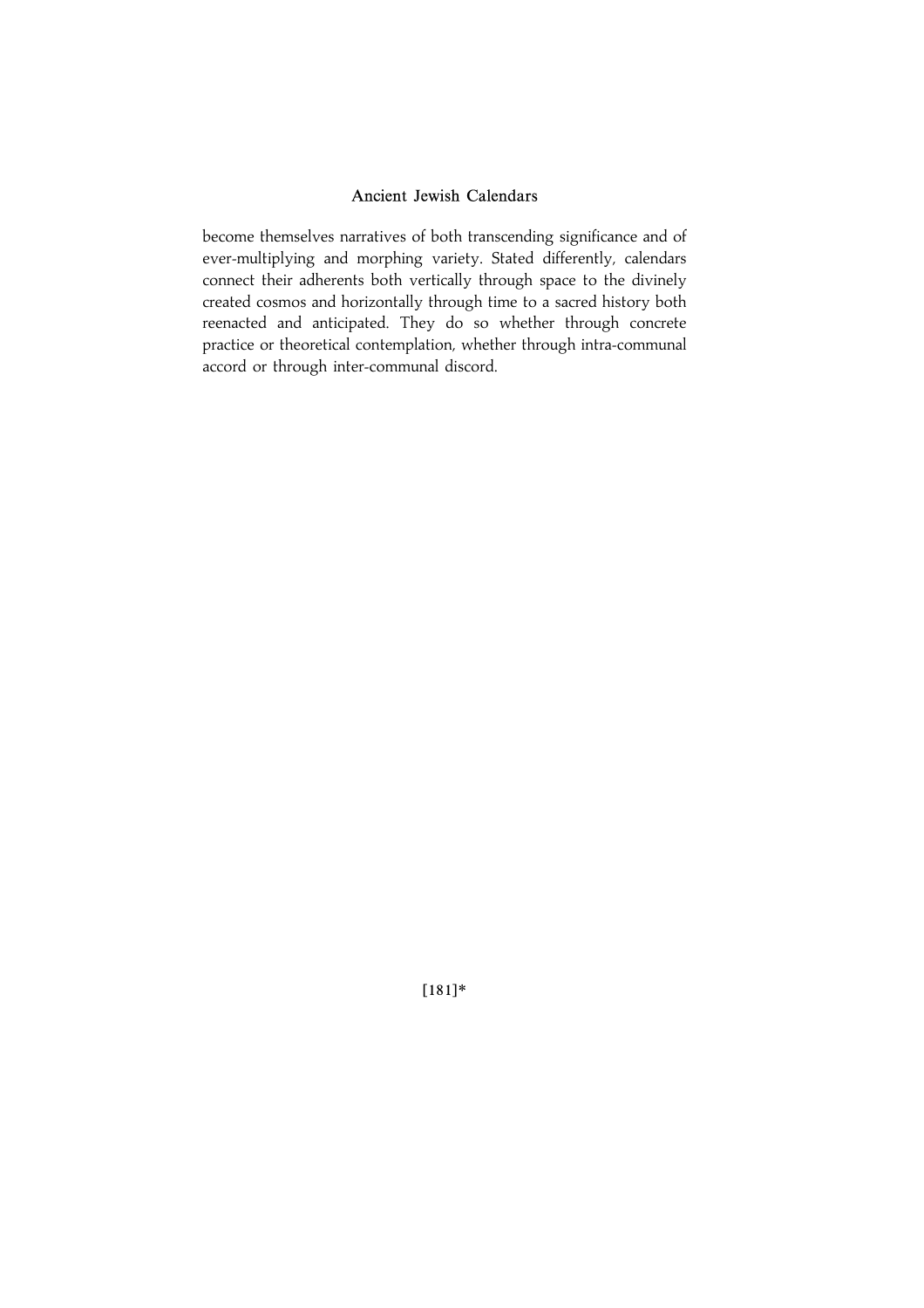become themselves narratives of both transcending significance and of ever-multiplying and morphing variety. Stated differently, calendars connect their adherents both vertically through space to the divinely created cosmos and horizontally through time to a sacred history both reenacted and anticipated. They do so whether through concrete practice or theoretical contemplation, whether through intra-communal accord or through inter-communal discord.